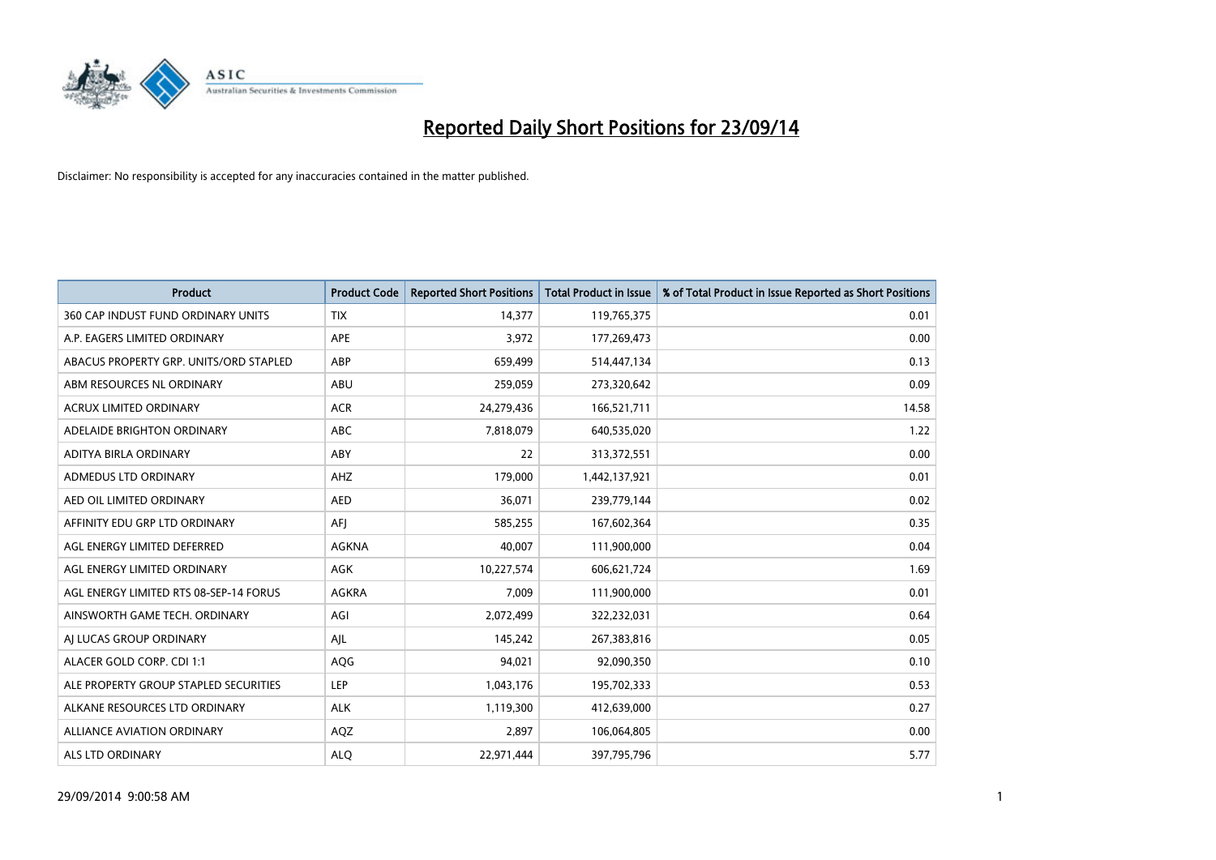# Reported Daily Short Positions for 23/09/14

Disclaimer: No responsibility is accepted for any inaccuracies contained in the matter published.

| Product | Product Code | Reported Short Positions | Total Product in Issue | % of Total Product in Issue Reported as Short Positions |
|---|---|---|---|---|
| 360 CAP INDUST FUND ORDINARY UNITS | TIX | 14,377 | 119,765,375 | 0.01 |
| A.P. EAGERS LIMITED ORDINARY | APE | 3,972 | 177,269,473 | 0.00 |
| ABACUS PROPERTY GRP. UNITS/ORD STAPLED | ABP | 659,499 | 514,447,134 | 0.13 |
| ABM RESOURCES NL ORDINARY | ABU | 259,059 | 273,320,642 | 0.09 |
| ACRUX LIMITED ORDINARY | ACR | 24,279,436 | 166,521,711 | 14.58 |
| ADELAIDE BRIGHTON ORDINARY | ABC | 7,818,079 | 640,535,020 | 1.22 |
| ADITYA BIRLA ORDINARY | ABY | 22 | 313,372,551 | 0.00 |
| ADMEDUS LTD ORDINARY | AHZ | 179,000 | 1,442,137,921 | 0.01 |
| AED OIL LIMITED ORDINARY | AED | 36,071 | 239,779,144 | 0.02 |
| AFFINITY EDU GRP LTD ORDINARY | AFJ | 585,255 | 167,602,364 | 0.35 |
| AGL ENERGY LIMITED DEFERRED | AGKNA | 40,007 | 111,900,000 | 0.04 |
| AGL ENERGY LIMITED ORDINARY | AGK | 10,227,574 | 606,621,724 | 1.69 |
| AGL ENERGY LIMITED RTS 08-SEP-14 FORUS | AGKRA | 7,009 | 111,900,000 | 0.01 |
| AINSWORTH GAME TECH. ORDINARY | AGI | 2,072,499 | 322,232,031 | 0.64 |
| AJ LUCAS GROUP ORDINARY | AJL | 145,242 | 267,383,816 | 0.05 |
| ALACER GOLD CORP. CDI 1:1 | AQG | 94,021 | 92,090,350 | 0.10 |
| ALE PROPERTY GROUP STAPLED SECURITIES | LEP | 1,043,176 | 195,702,333 | 0.53 |
| ALKANE RESOURCES LTD ORDINARY | ALK | 1,119,300 | 412,639,000 | 0.27 |
| ALLIANCE AVIATION ORDINARY | AQZ | 2,897 | 106,064,805 | 0.00 |
| ALS LTD ORDINARY | ALQ | 22,971,444 | 397,795,796 | 5.77 |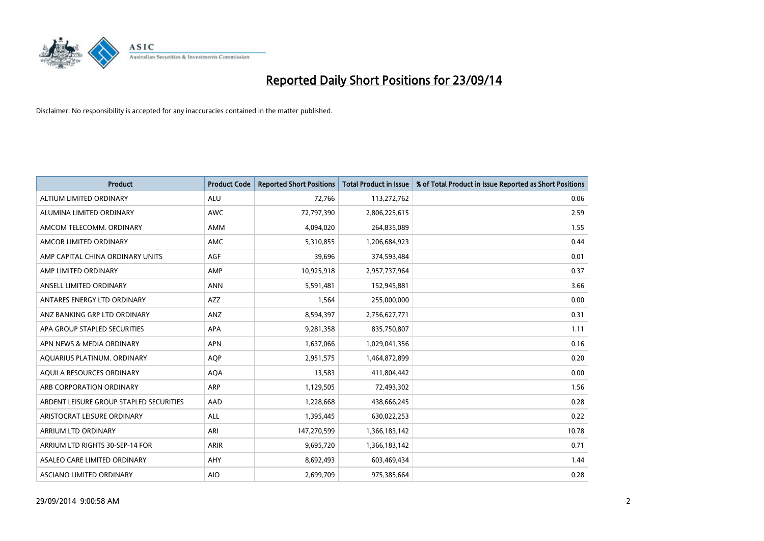# Reported Daily Short Positions for 23/09/14

Disclaimer: No responsibility is accepted for any inaccuracies contained in the matter published.

| Product | Product Code | Reported Short Positions | Total Product in Issue | % of Total Product in Issue Reported as Short Positions |
|---|---|---|---|---|
| ALTIUM LIMITED ORDINARY | ALU | 72,766 | 113,272,762 | 0.06 |
| ALUMINA LIMITED ORDINARY | AWC | 72,797,390 | 2,806,225,615 | 2.59 |
| AMCOM TELECOMM. ORDINARY | AMM | 4,094,020 | 264,835,089 | 1.55 |
| AMCOR LIMITED ORDINARY | AMC | 5,310,855 | 1,206,684,923 | 0.44 |
| AMP CAPITAL CHINA ORDINARY UNITS | AGF | 39,696 | 374,593,484 | 0.01 |
| AMP LIMITED ORDINARY | AMP | 10,925,918 | 2,957,737,964 | 0.37 |
| ANSELL LIMITED ORDINARY | ANN | 5,591,481 | 152,945,881 | 3.66 |
| ANTARES ENERGY LTD ORDINARY | AZZ | 1,564 | 255,000,000 | 0.00 |
| ANZ BANKING GRP LTD ORDINARY | ANZ | 8,594,397 | 2,756,627,771 | 0.31 |
| APA GROUP STAPLED SECURITIES | APA | 9,281,358 | 835,750,807 | 1.11 |
| APN NEWS & MEDIA ORDINARY | APN | 1,637,066 | 1,029,041,356 | 0.16 |
| AQUARIUS PLATINUM. ORDINARY | AQP | 2,951,575 | 1,464,872,899 | 0.20 |
| AQUILA RESOURCES ORDINARY | AQA | 13,583 | 411,804,442 | 0.00 |
| ARB CORPORATION ORDINARY | ARP | 1,129,505 | 72,493,302 | 1.56 |
| ARDENT LEISURE GROUP STAPLED SECURITIES | AAD | 1,228,668 | 438,666,245 | 0.28 |
| ARISTOCRAT LEISURE ORDINARY | ALL | 1,395,445 | 630,022,253 | 0.22 |
| ARRIUM LTD ORDINARY | ARI | 147,270,599 | 1,366,183,142 | 10.78 |
| ARRIUM LTD RIGHTS 30-SEP-14 FOR | ARIR | 9,695,720 | 1,366,183,142 | 0.71 |
| ASALEO CARE LIMITED ORDINARY | AHY | 8,692,493 | 603,469,434 | 1.44 |
| ASCIANO LIMITED ORDINARY | AIO | 2,699,709 | 975,385,664 | 0.28 |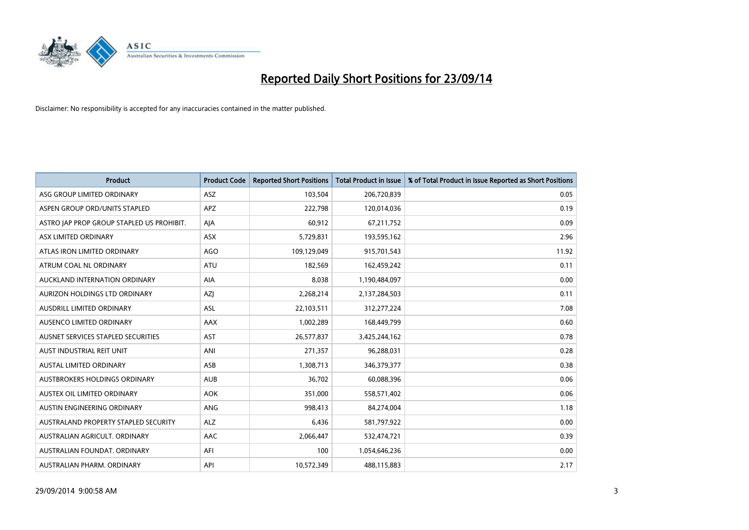# Reported Daily Short Positions for 23/09/14

Disclaimer: No responsibility is accepted for any inaccuracies contained in the matter published.

| Product | Product Code | Reported Short Positions | Total Product in Issue | % of Total Product in Issue Reported as Short Positions |
| --- | --- | --- | --- | --- |
| ASG GROUP LIMITED ORDINARY | ASZ | 103,504 | 206,720,839 | 0.05 |
| ASPEN GROUP ORD/UNITS STAPLED | APZ | 222,798 | 120,014,036 | 0.19 |
| ASTRO JAP PROP GROUP STAPLED US PROHIBIT. | AJA | 60,912 | 67,211,752 | 0.09 |
| ASX LIMITED ORDINARY | ASX | 5,729,831 | 193,595,162 | 2.96 |
| ATLAS IRON LIMITED ORDINARY | AGO | 109,129,049 | 915,701,543 | 11.92 |
| ATRUM COAL NL ORDINARY | ATU | 182,569 | 162,459,242 | 0.11 |
| AUCKLAND INTERNATION ORDINARY | AIA | 8,038 | 1,190,484,097 | 0.00 |
| AURIZON HOLDINGS LTD ORDINARY | AZJ | 2,268,214 | 2,137,284,503 | 0.11 |
| AUSDRILL LIMITED ORDINARY | ASL | 22,103,511 | 312,277,224 | 7.08 |
| AUSENCO LIMITED ORDINARY | AAX | 1,002,289 | 168,449,799 | 0.60 |
| AUSNET SERVICES STAPLED SECURITIES | AST | 26,577,837 | 3,425,244,162 | 0.78 |
| AUST INDUSTRIAL REIT UNIT | ANI | 271,357 | 96,288,031 | 0.28 |
| AUSTAL LIMITED ORDINARY | ASB | 1,308,713 | 346,379,377 | 0.38 |
| AUSTBROKERS HOLDINGS ORDINARY | AUB | 36,702 | 60,088,396 | 0.06 |
| AUSTEX OIL LIMITED ORDINARY | AOK | 351,000 | 558,571,402 | 0.06 |
| AUSTIN ENGINEERING ORDINARY | ANG | 998,413 | 84,274,004 | 1.18 |
| AUSTRALAND PROPERTY STAPLED SECURITY | ALZ | 6,436 | 581,797,922 | 0.00 |
| AUSTRALIAN AGRICULT. ORDINARY | AAC | 2,066,447 | 532,474,721 | 0.39 |
| AUSTRALIAN FOUNDAT. ORDINARY | AFI | 100 | 1,054,646,236 | 0.00 |
| AUSTRALIAN PHARM. ORDINARY | API | 10,572,349 | 488,115,883 | 2.17 |

29/09/2014 9:00:58 AM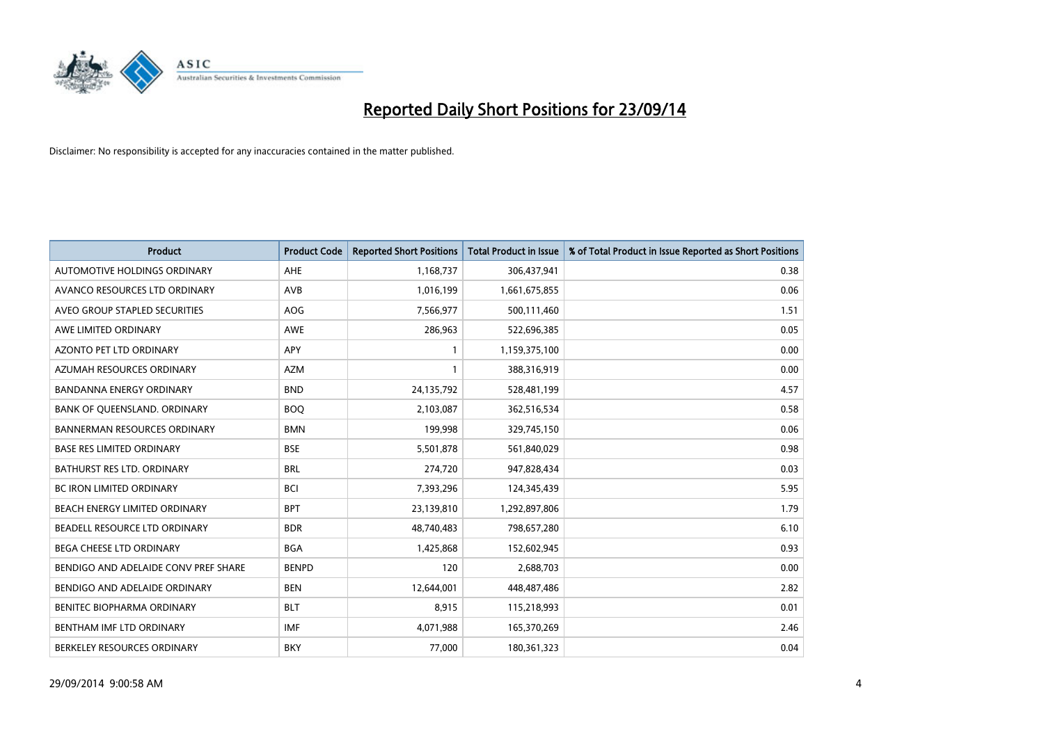# Reported Daily Short Positions for 23/09/14

Disclaimer: No responsibility is accepted for any inaccuracies contained in the matter published.

| Product | Product Code | Reported Short Positions | Total Product in Issue | % of Total Product in Issue Reported as Short Positions |
|---|---|---|---|---|
| AUTOMOTIVE HOLDINGS ORDINARY | AHE | 1,168,737 | 306,437,941 | 0.38 |
| AVANCO RESOURCES LTD ORDINARY | AVB | 1,016,199 | 1,661,675,855 | 0.06 |
| AVEO GROUP STAPLED SECURITIES | AOG | 7,566,977 | 500,111,460 | 1.51 |
| AWE LIMITED ORDINARY | AWE | 286,963 | 522,696,385 | 0.05 |
| AZONTO PET LTD ORDINARY | APY | 1 | 1,159,375,100 | 0.00 |
| AZUMAH RESOURCES ORDINARY | AZM | 1 | 388,316,919 | 0.00 |
| BANDANNA ENERGY ORDINARY | BND | 24,135,792 | 528,481,199 | 4.57 |
| BANK OF QUEENSLAND. ORDINARY | BOQ | 2,103,087 | 362,516,534 | 0.58 |
| BANNERMAN RESOURCES ORDINARY | BMN | 199,998 | 329,745,150 | 0.06 |
| BASE RES LIMITED ORDINARY | BSE | 5,501,878 | 561,840,029 | 0.98 |
| BATHURST RES LTD. ORDINARY | BRL | 274,720 | 947,828,434 | 0.03 |
| BC IRON LIMITED ORDINARY | BCI | 7,393,296 | 124,345,439 | 5.95 |
| BEACH ENERGY LIMITED ORDINARY | BPT | 23,139,810 | 1,292,897,806 | 1.79 |
| BEADELL RESOURCE LTD ORDINARY | BDR | 48,740,483 | 798,657,280 | 6.10 |
| BEGA CHEESE LTD ORDINARY | BGA | 1,425,868 | 152,602,945 | 0.93 |
| BENDIGO AND ADELAIDE CONV PREF SHARE | BENPD | 120 | 2,688,703 | 0.00 |
| BENDIGO AND ADELAIDE ORDINARY | BEN | 12,644,001 | 448,487,486 | 2.82 |
| BENITEC BIOPHARMA ORDINARY | BLT | 8,915 | 115,218,993 | 0.01 |
| BENTHAM IMF LTD ORDINARY | IMF | 4,071,988 | 165,370,269 | 2.46 |
| BERKELEY RESOURCES ORDINARY | BKY | 77,000 | 180,361,323 | 0.04 |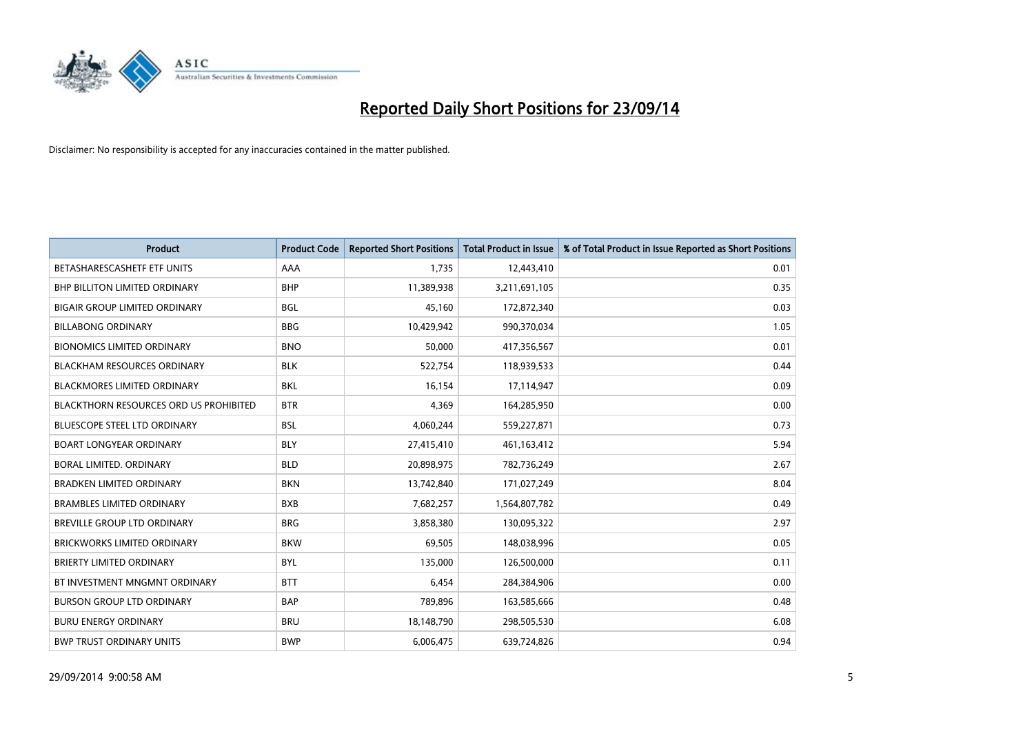# Reported Daily Short Positions for 23/09/14

Disclaimer: No responsibility is accepted for any inaccuracies contained in the matter published.

| Product | Product Code | Reported Short Positions | Total Product in Issue | % of Total Product in Issue Reported as Short Positions |
|---|---|---|---|---|
| BETASHARESCASHETF ETF UNITS | AAA | 1,735 | 12,443,410 | 0.01 |
| BHP BILLITON LIMITED ORDINARY | BHP | 11,389,938 | 3,211,691,105 | 0.35 |
| BIGAIR GROUP LIMITED ORDINARY | BGL | 45,160 | 172,872,340 | 0.03 |
| BILLABONG ORDINARY | BBG | 10,429,942 | 990,370,034 | 1.05 |
| BIONOMICS LIMITED ORDINARY | BNO | 50,000 | 417,356,567 | 0.01 |
| BLACKHAM RESOURCES ORDINARY | BLK | 522,754 | 118,939,533 | 0.44 |
| BLACKMORES LIMITED ORDINARY | BKL | 16,154 | 17,114,947 | 0.09 |
| BLACKTHORN RESOURCES ORD US PROHIBITED | BTR | 4,369 | 164,285,950 | 0.00 |
| BLUESCOPE STEEL LTD ORDINARY | BSL | 4,060,244 | 559,227,871 | 0.73 |
| BOART LONGYEAR ORDINARY | BLY | 27,415,410 | 461,163,412 | 5.94 |
| BORAL LIMITED. ORDINARY | BLD | 20,898,975 | 782,736,249 | 2.67 |
| BRADKEN LIMITED ORDINARY | BKN | 13,742,840 | 171,027,249 | 8.04 |
| BRAMBLES LIMITED ORDINARY | BXB | 7,682,257 | 1,564,807,782 | 0.49 |
| BREVILLE GROUP LTD ORDINARY | BRG | 3,858,380 | 130,095,322 | 2.97 |
| BRICKWORKS LIMITED ORDINARY | BKW | 69,505 | 148,038,996 | 0.05 |
| BRIERTY LIMITED ORDINARY | BYL | 135,000 | 126,500,000 | 0.11 |
| BT INVESTMENT MNGMNT ORDINARY | BTT | 6,454 | 284,384,906 | 0.00 |
| BURSON GROUP LTD ORDINARY | BAP | 789,896 | 163,585,666 | 0.48 |
| BURU ENERGY ORDINARY | BRU | 18,148,790 | 298,505,530 | 6.08 |
| BWP TRUST ORDINARY UNITS | BWP | 6,006,475 | 639,724,826 | 0.94 |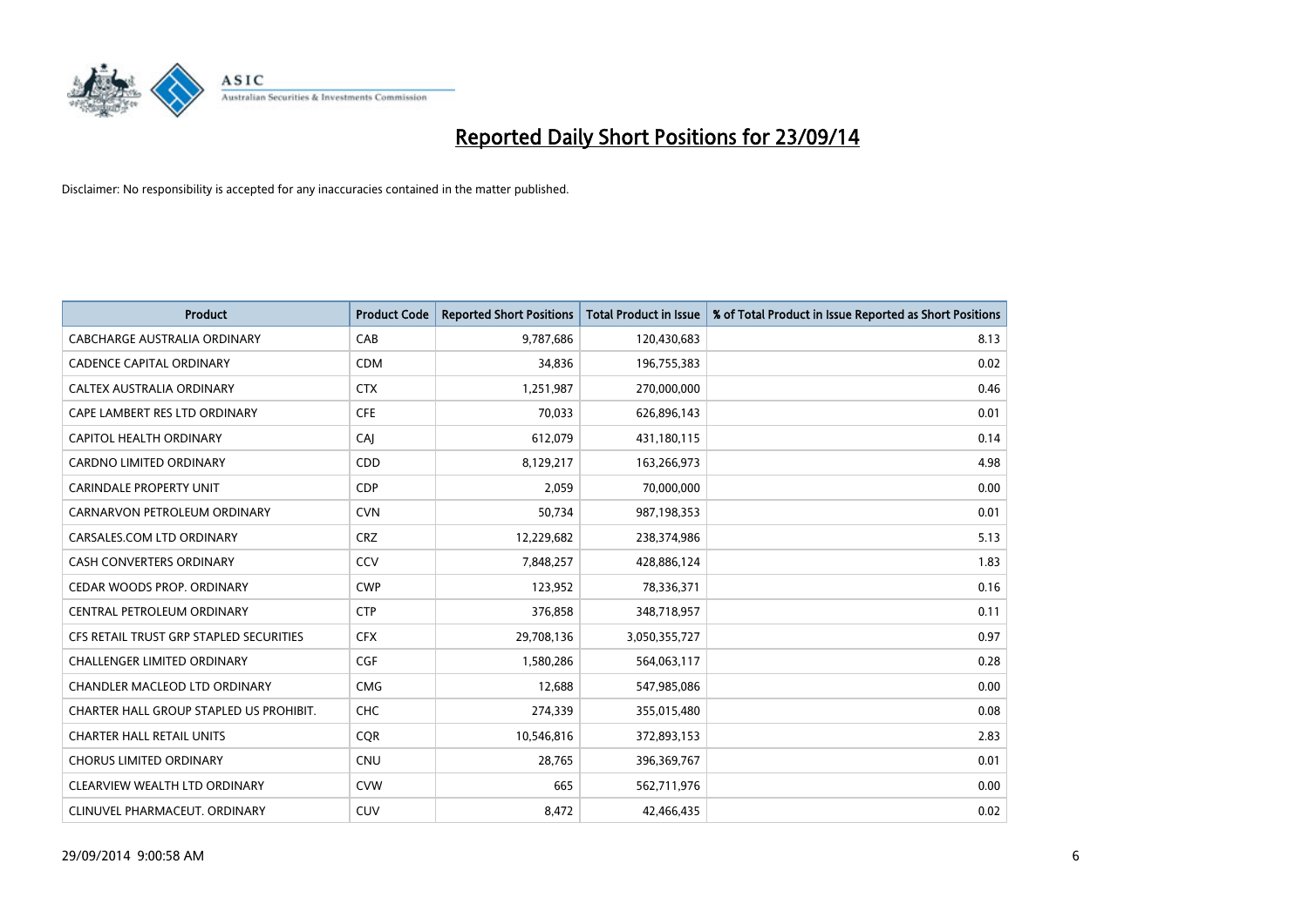# Reported Daily Short Positions for 23/09/14

Disclaimer: No responsibility is accepted for any inaccuracies contained in the matter published.

| Product | Product Code | Reported Short Positions | Total Product in Issue | % of Total Product in Issue Reported as Short Positions |
|---|---|---|---|---|
| CABCHARGE AUSTRALIA ORDINARY | CAB | 9,787,686 | 120,430,683 | 8.13 |
| CADENCE CAPITAL ORDINARY | CDM | 34,836 | 196,755,383 | 0.02 |
| CALTEX AUSTRALIA ORDINARY | CTX | 1,251,987 | 270,000,000 | 0.46 |
| CAPE LAMBERT RES LTD ORDINARY | CFE | 70,033 | 626,896,143 | 0.01 |
| CAPITOL HEALTH ORDINARY | CAJ | 612,079 | 431,180,115 | 0.14 |
| CARDNO LIMITED ORDINARY | CDD | 8,129,217 | 163,266,973 | 4.98 |
| CARINDALE PROPERTY UNIT | CDP | 2,059 | 70,000,000 | 0.00 |
| CARNARVON PETROLEUM ORDINARY | CVN | 50,734 | 987,198,353 | 0.01 |
| CARSALES.COM LTD ORDINARY | CRZ | 12,229,682 | 238,374,986 | 5.13 |
| CASH CONVERTERS ORDINARY | CCV | 7,848,257 | 428,886,124 | 1.83 |
| CEDAR WOODS PROP. ORDINARY | CWP | 123,952 | 78,336,371 | 0.16 |
| CENTRAL PETROLEUM ORDINARY | CTP | 376,858 | 348,718,957 | 0.11 |
| CFS RETAIL TRUST GRP STAPLED SECURITIES | CFX | 29,708,136 | 3,050,355,727 | 0.97 |
| CHALLENGER LIMITED ORDINARY | CGF | 1,580,286 | 564,063,117 | 0.28 |
| CHANDLER MACLEOD LTD ORDINARY | CMG | 12,688 | 547,985,086 | 0.00 |
| CHARTER HALL GROUP STAPLED US PROHIBIT. | CHC | 274,339 | 355,015,480 | 0.08 |
| CHARTER HALL RETAIL UNITS | CQR | 10,546,816 | 372,893,153 | 2.83 |
| CHORUS LIMITED ORDINARY | CNU | 28,765 | 396,369,767 | 0.01 |
| CLEARVIEW WEALTH LTD ORDINARY | CVW | 665 | 562,711,976 | 0.00 |
| CLINUVEL PHARMACEUT. ORDINARY | CUV | 8,472 | 42,466,435 | 0.02 |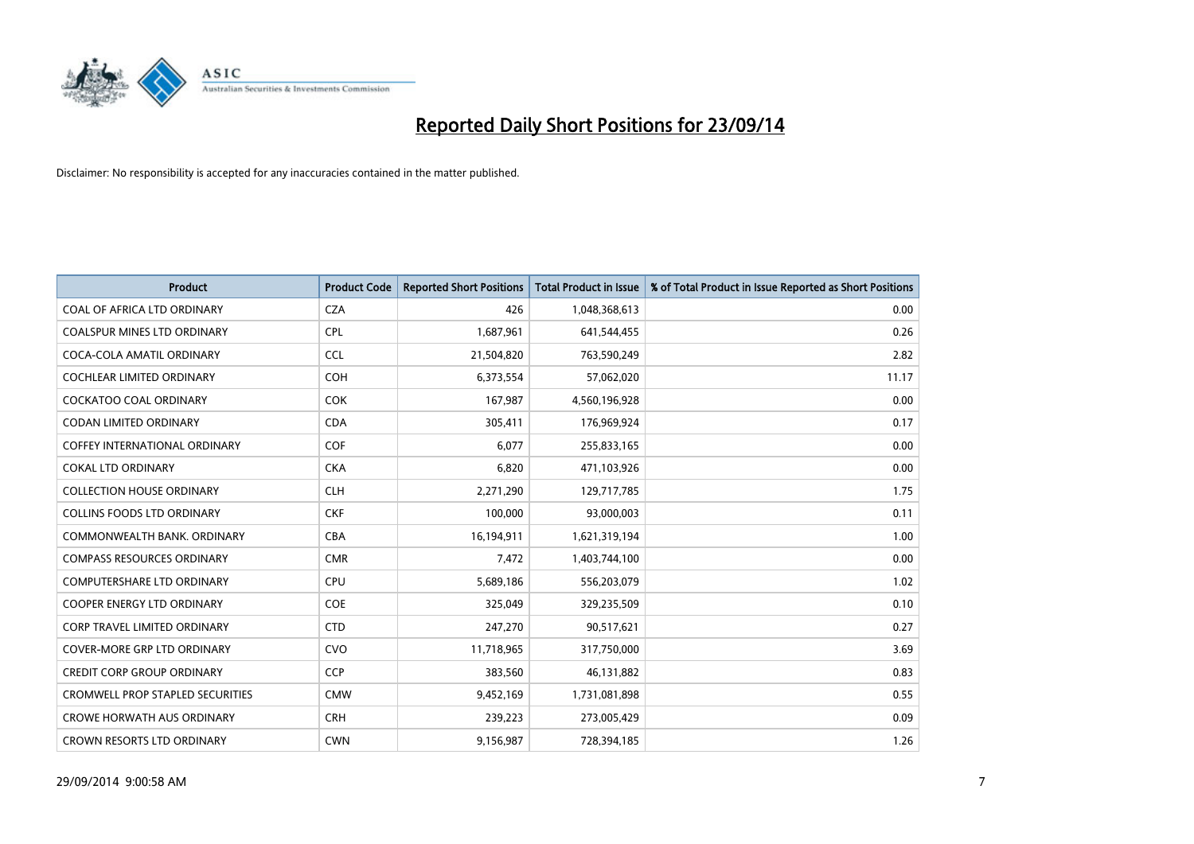# Reported Daily Short Positions for 23/09/14

Disclaimer: No responsibility is accepted for any inaccuracies contained in the matter published.

| Product | Product Code | Reported Short Positions | Total Product in Issue | % of Total Product in Issue Reported as Short Positions |
|---|---|---|---|---|
| COAL OF AFRICA LTD ORDINARY | CZA | 426 | 1,048,368,613 | 0.00 |
| COALSPUR MINES LTD ORDINARY | CPL | 1,687,961 | 641,544,455 | 0.26 |
| COCA-COLA AMATIL ORDINARY | CCL | 21,504,820 | 763,590,249 | 2.82 |
| COCHLEAR LIMITED ORDINARY | COH | 6,373,554 | 57,062,020 | 11.17 |
| COCKATOO COAL ORDINARY | COK | 167,987 | 4,560,196,928 | 0.00 |
| CODAN LIMITED ORDINARY | CDA | 305,411 | 176,969,924 | 0.17 |
| COFFEY INTERNATIONAL ORDINARY | COF | 6,077 | 255,833,165 | 0.00 |
| COKAL LTD ORDINARY | CKA | 6,820 | 471,103,926 | 0.00 |
| COLLECTION HOUSE ORDINARY | CLH | 2,271,290 | 129,717,785 | 1.75 |
| COLLINS FOODS LTD ORDINARY | CKF | 100,000 | 93,000,003 | 0.11 |
| COMMONWEALTH BANK. ORDINARY | CBA | 16,194,911 | 1,621,319,194 | 1.00 |
| COMPASS RESOURCES ORDINARY | CMR | 7,472 | 1,403,744,100 | 0.00 |
| COMPUTERSHARE LTD ORDINARY | CPU | 5,689,186 | 556,203,079 | 1.02 |
| COOPER ENERGY LTD ORDINARY | COE | 325,049 | 329,235,509 | 0.10 |
| CORP TRAVEL LIMITED ORDINARY | CTD | 247,270 | 90,517,621 | 0.27 |
| COVER-MORE GRP LTD ORDINARY | CVO | 11,718,965 | 317,750,000 | 3.69 |
| CREDIT CORP GROUP ORDINARY | CCP | 383,560 | 46,131,882 | 0.83 |
| CROMWELL PROP STAPLED SECURITIES | CMW | 9,452,169 | 1,731,081,898 | 0.55 |
| CROWE HORWATH AUS ORDINARY | CRH | 239,223 | 273,005,429 | 0.09 |
| CROWN RESORTS LTD ORDINARY | CWN | 9,156,987 | 728,394,185 | 1.26 |

29/09/2014 9:00:58 AM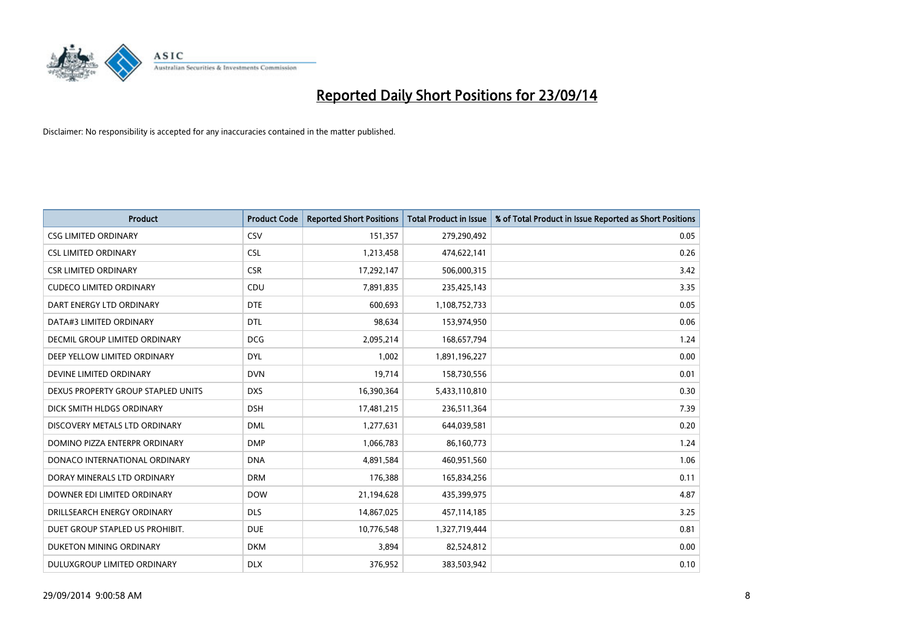# Reported Daily Short Positions for 23/09/14

Disclaimer: No responsibility is accepted for any inaccuracies contained in the matter published.

| Product | Product Code | Reported Short Positions | Total Product in Issue | % of Total Product in Issue Reported as Short Positions |
| --- | --- | --- | --- | --- |
| CSG LIMITED ORDINARY | CSV | 151,357 | 279,290,492 | 0.05 |
| CSL LIMITED ORDINARY | CSL | 1,213,458 | 474,622,141 | 0.26 |
| CSR LIMITED ORDINARY | CSR | 17,292,147 | 506,000,315 | 3.42 |
| CUDECO LIMITED ORDINARY | CDU | 7,891,835 | 235,425,143 | 3.35 |
| DART ENERGY LTD ORDINARY | DTE | 600,693 | 1,108,752,733 | 0.05 |
| DATA#3 LIMITED ORDINARY | DTL | 98,634 | 153,974,950 | 0.06 |
| DECMIL GROUP LIMITED ORDINARY | DCG | 2,095,214 | 168,657,794 | 1.24 |
| DEEP YELLOW LIMITED ORDINARY | DYL | 1,002 | 1,891,196,227 | 0.00 |
| DEVINE LIMITED ORDINARY | DVN | 19,714 | 158,730,556 | 0.01 |
| DEXUS PROPERTY GROUP STAPLED UNITS | DXS | 16,390,364 | 5,433,110,810 | 0.30 |
| DICK SMITH HLDGS ORDINARY | DSH | 17,481,215 | 236,511,364 | 7.39 |
| DISCOVERY METALS LTD ORDINARY | DML | 1,277,631 | 644,039,581 | 0.20 |
| DOMINO PIZZA ENTERPR ORDINARY | DMP | 1,066,783 | 86,160,773 | 1.24 |
| DONACO INTERNATIONAL ORDINARY | DNA | 4,891,584 | 460,951,560 | 1.06 |
| DORAY MINERALS LTD ORDINARY | DRM | 176,388 | 165,834,256 | 0.11 |
| DOWNER EDI LIMITED ORDINARY | DOW | 21,194,628 | 435,399,975 | 4.87 |
| DRILLSEARCH ENERGY ORDINARY | DLS | 14,867,025 | 457,114,185 | 3.25 |
| DUET GROUP STAPLED US PROHIBIT. | DUE | 10,776,548 | 1,327,719,444 | 0.81 |
| DUKETON MINING ORDINARY | DKM | 3,894 | 82,524,812 | 0.00 |
| DULUXGROUP LIMITED ORDINARY | DLX | 376,952 | 383,503,942 | 0.10 |

29/09/2014 9:00:58 AM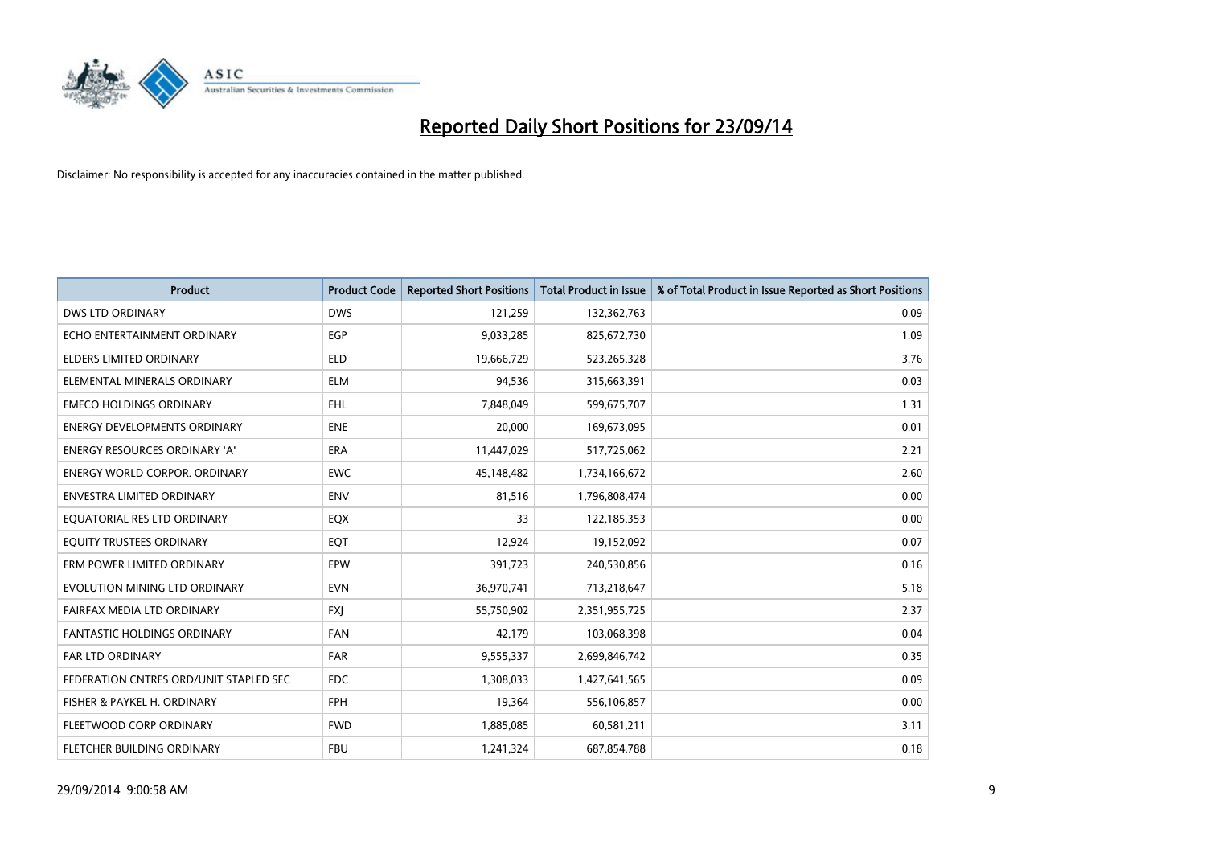# Reported Daily Short Positions for 23/09/14

Disclaimer: No responsibility is accepted for any inaccuracies contained in the matter published.

| Product | Product Code | Reported Short Positions | Total Product in Issue | % of Total Product in Issue Reported as Short Positions |
|---|---|---|---|---|
| DWS LTD ORDINARY | DWS | 121,259 | 132,362,763 | 0.09 |
| ECHO ENTERTAINMENT ORDINARY | EGP | 9,033,285 | 825,672,730 | 1.09 |
| ELDERS LIMITED ORDINARY | ELD | 19,666,729 | 523,265,328 | 3.76 |
| ELEMENTAL MINERALS ORDINARY | ELM | 94,536 | 315,663,391 | 0.03 |
| EMECO HOLDINGS ORDINARY | EHL | 7,848,049 | 599,675,707 | 1.31 |
| ENERGY DEVELOPMENTS ORDINARY | ENE | 20,000 | 169,673,095 | 0.01 |
| ENERGY RESOURCES ORDINARY 'A' | ERA | 11,447,029 | 517,725,062 | 2.21 |
| ENERGY WORLD CORPOR. ORDINARY | EWC | 45,148,482 | 1,734,166,672 | 2.60 |
| ENVESTRA LIMITED ORDINARY | ENV | 81,516 | 1,796,808,474 | 0.00 |
| EQUATORIAL RES LTD ORDINARY | EQX | 33 | 122,185,353 | 0.00 |
| EQUITY TRUSTEES ORDINARY | EQT | 12,924 | 19,152,092 | 0.07 |
| ERM POWER LIMITED ORDINARY | EPW | 391,723 | 240,530,856 | 0.16 |
| EVOLUTION MINING LTD ORDINARY | EVN | 36,970,741 | 713,218,647 | 5.18 |
| FAIRFAX MEDIA LTD ORDINARY | FXJ | 55,750,902 | 2,351,955,725 | 2.37 |
| FANTASTIC HOLDINGS ORDINARY | FAN | 42,179 | 103,068,398 | 0.04 |
| FAR LTD ORDINARY | FAR | 9,555,337 | 2,699,846,742 | 0.35 |
| FEDERATION CNTRES ORD/UNIT STAPLED SEC | FDC | 1,308,033 | 1,427,641,565 | 0.09 |
| FISHER & PAYKEL H. ORDINARY | FPH | 19,364 | 556,106,857 | 0.00 |
| FLEETWOOD CORP ORDINARY | FWD | 1,885,085 | 60,581,211 | 3.11 |
| FLETCHER BUILDING ORDINARY | FBU | 1,241,324 | 687,854,788 | 0.18 |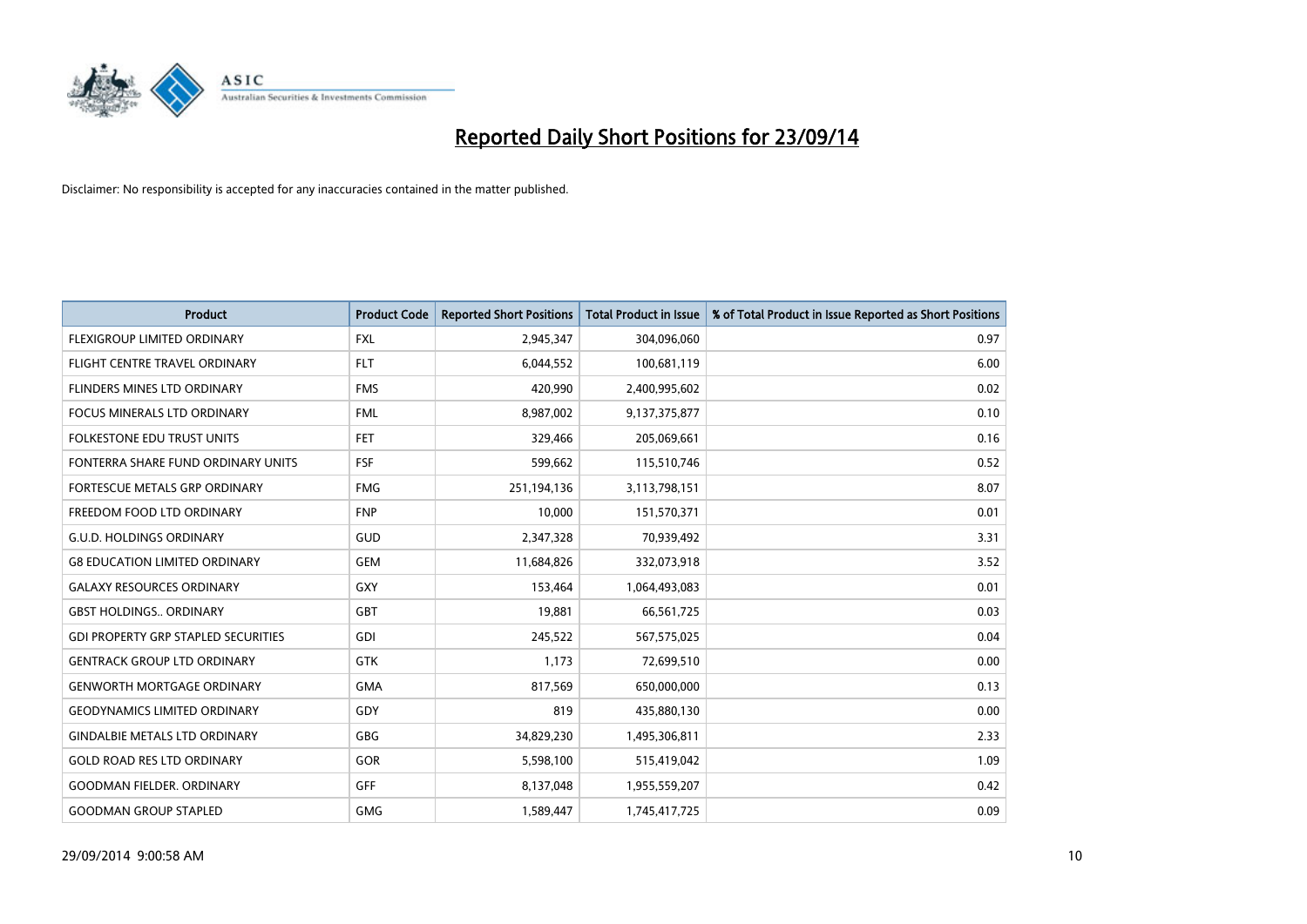# Reported Daily Short Positions for 23/09/14

Disclaimer: No responsibility is accepted for any inaccuracies contained in the matter published.

| Product | Product Code | Reported Short Positions | Total Product in Issue | % of Total Product in Issue Reported as Short Positions |
|---|---|---|---|---|
| FLEXIGROUP LIMITED ORDINARY | FXL | 2,945,347 | 304,096,060 | 0.97 |
| FLIGHT CENTRE TRAVEL ORDINARY | FLT | 6,044,552 | 100,681,119 | 6.00 |
| FLINDERS MINES LTD ORDINARY | FMS | 420,990 | 2,400,995,602 | 0.02 |
| FOCUS MINERALS LTD ORDINARY | FML | 8,987,002 | 9,137,375,877 | 0.10 |
| FOLKESTONE EDU TRUST UNITS | FET | 329,466 | 205,069,661 | 0.16 |
| FONTERRA SHARE FUND ORDINARY UNITS | FSF | 599,662 | 115,510,746 | 0.52 |
| FORTESCUE METALS GRP ORDINARY | FMG | 251,194,136 | 3,113,798,151 | 8.07 |
| FREEDOM FOOD LTD ORDINARY | FNP | 10,000 | 151,570,371 | 0.01 |
| G.U.D. HOLDINGS ORDINARY | GUD | 2,347,328 | 70,939,492 | 3.31 |
| G8 EDUCATION LIMITED ORDINARY | GEM | 11,684,826 | 332,073,918 | 3.52 |
| GALAXY RESOURCES ORDINARY | GXY | 153,464 | 1,064,493,083 | 0.01 |
| GBST HOLDINGS.. ORDINARY | GBT | 19,881 | 66,561,725 | 0.03 |
| GDI PROPERTY GRP STAPLED SECURITIES | GDI | 245,522 | 567,575,025 | 0.04 |
| GENTRACK GROUP LTD ORDINARY | GTK | 1,173 | 72,699,510 | 0.00 |
| GENWORTH MORTGAGE ORDINARY | GMA | 817,569 | 650,000,000 | 0.13 |
| GEODYNAMICS LIMITED ORDINARY | GDY | 819 | 435,880,130 | 0.00 |
| GINDALBIE METALS LTD ORDINARY | GBG | 34,829,230 | 1,495,306,811 | 2.33 |
| GOLD ROAD RES LTD ORDINARY | GOR | 5,598,100 | 515,419,042 | 1.09 |
| GOODMAN FIELDER. ORDINARY | GFF | 8,137,048 | 1,955,559,207 | 0.42 |
| GOODMAN GROUP STAPLED | GMG | 1,589,447 | 1,745,417,725 | 0.09 |

29/09/2014 9:00:58 AM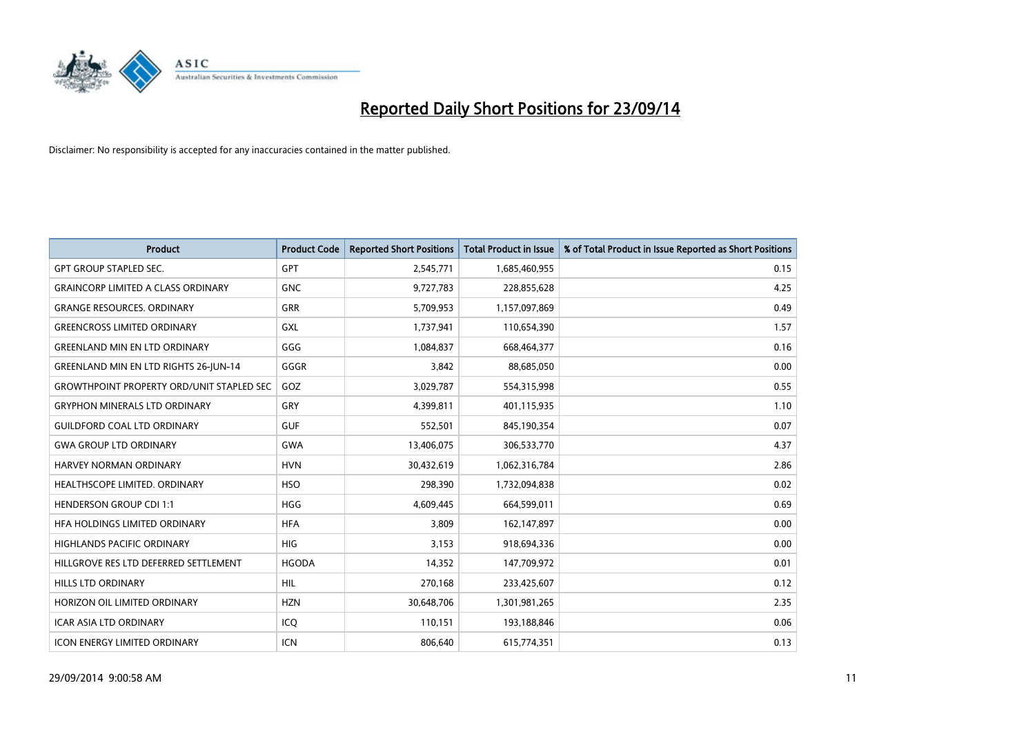# Reported Daily Short Positions for 23/09/14

Disclaimer: No responsibility is accepted for any inaccuracies contained in the matter published.

| Product | Product Code | Reported Short Positions | Total Product in Issue | % of Total Product in Issue Reported as Short Positions |
|---|---|---|---|---|
| GPT GROUP STAPLED SEC. | GPT | 2,545,771 | 1,685,460,955 | 0.15 |
| GRAINCORP LIMITED A CLASS ORDINARY | GNC | 9,727,783 | 228,855,628 | 4.25 |
| GRANGE RESOURCES. ORDINARY | GRR | 5,709,953 | 1,157,097,869 | 0.49 |
| GREENCROSS LIMITED ORDINARY | GXL | 1,737,941 | 110,654,390 | 1.57 |
| GREENLAND MIN EN LTD ORDINARY | GGG | 1,084,837 | 668,464,377 | 0.16 |
| GREENLAND MIN EN LTD RIGHTS 26-JUN-14 | GGGR | 3,842 | 88,685,050 | 0.00 |
| GROWTHPOINT PROPERTY ORD/UNIT STAPLED SEC | GOZ | 3,029,787 | 554,315,998 | 0.55 |
| GRYPHON MINERALS LTD ORDINARY | GRY | 4,399,811 | 401,115,935 | 1.10 |
| GUILDFORD COAL LTD ORDINARY | GUF | 552,501 | 845,190,354 | 0.07 |
| GWA GROUP LTD ORDINARY | GWA | 13,406,075 | 306,533,770 | 4.37 |
| HARVEY NORMAN ORDINARY | HVN | 30,432,619 | 1,062,316,784 | 2.86 |
| HEALTHSCOPE LIMITED. ORDINARY | HSO | 298,390 | 1,732,094,838 | 0.02 |
| HENDERSON GROUP CDI 1:1 | HGG | 4,609,445 | 664,599,011 | 0.69 |
| HFA HOLDINGS LIMITED ORDINARY | HFA | 3,809 | 162,147,897 | 0.00 |
| HIGHLANDS PACIFIC ORDINARY | HIG | 3,153 | 918,694,336 | 0.00 |
| HILLGROVE RES LTD DEFERRED SETTLEMENT | HGODA | 14,352 | 147,709,972 | 0.01 |
| HILLS LTD ORDINARY | HIL | 270,168 | 233,425,607 | 0.12 |
| HORIZON OIL LIMITED ORDINARY | HZN | 30,648,706 | 1,301,981,265 | 2.35 |
| ICAR ASIA LTD ORDINARY | ICQ | 110,151 | 193,188,846 | 0.06 |
| ICON ENERGY LIMITED ORDINARY | ICN | 806,640 | 615,774,351 | 0.13 |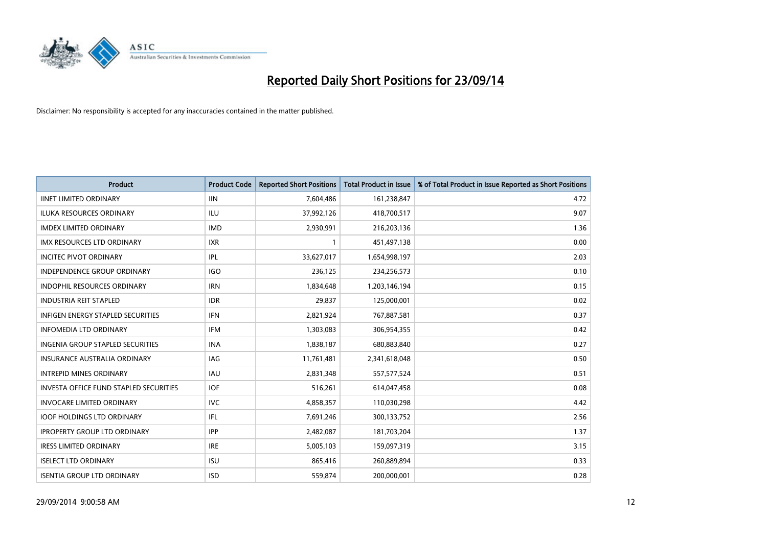# Reported Daily Short Positions for 23/09/14

Disclaimer: No responsibility is accepted for any inaccuracies contained in the matter published.

| Product | Product Code | Reported Short Positions | Total Product in Issue | % of Total Product in Issue Reported as Short Positions |
|---|---|---|---|---|
| IINET LIMITED ORDINARY | IIN | 7,604,486 | 161,238,847 | 4.72 |
| ILUKA RESOURCES ORDINARY | ILU | 37,992,126 | 418,700,517 | 9.07 |
| IMDEX LIMITED ORDINARY | IMD | 2,930,991 | 216,203,136 | 1.36 |
| IMX RESOURCES LTD ORDINARY | IXR | 1 | 451,497,138 | 0.00 |
| INCITEC PIVOT ORDINARY | IPL | 33,627,017 | 1,654,998,197 | 2.03 |
| INDEPENDENCE GROUP ORDINARY | IGO | 236,125 | 234,256,573 | 0.10 |
| INDOPHIL RESOURCES ORDINARY | IRN | 1,834,648 | 1,203,146,194 | 0.15 |
| INDUSTRIA REIT STAPLED | IDR | 29,837 | 125,000,001 | 0.02 |
| INFIGEN ENERGY STAPLED SECURITIES | IFN | 2,821,924 | 767,887,581 | 0.37 |
| INFOMEDIA LTD ORDINARY | IFM | 1,303,083 | 306,954,355 | 0.42 |
| INGENIA GROUP STAPLED SECURITIES | INA | 1,838,187 | 680,883,840 | 0.27 |
| INSURANCE AUSTRALIA ORDINARY | IAG | 11,761,481 | 2,341,618,048 | 0.50 |
| INTREPID MINES ORDINARY | IAU | 2,831,348 | 557,577,524 | 0.51 |
| INVESTA OFFICE FUND STAPLED SECURITIES | IOF | 516,261 | 614,047,458 | 0.08 |
| INVOCARE LIMITED ORDINARY | IVC | 4,858,357 | 110,030,298 | 4.42 |
| IOOF HOLDINGS LTD ORDINARY | IFL | 7,691,246 | 300,133,752 | 2.56 |
| IPROPERTY GROUP LTD ORDINARY | IPP | 2,482,087 | 181,703,204 | 1.37 |
| IRESS LIMITED ORDINARY | IRE | 5,005,103 | 159,097,319 | 3.15 |
| ISELECT LTD ORDINARY | ISU | 865,416 | 260,889,894 | 0.33 |
| ISENTIA GROUP LTD ORDINARY | ISD | 559,874 | 200,000,001 | 0.28 |

29/09/2014 9:00:58 AM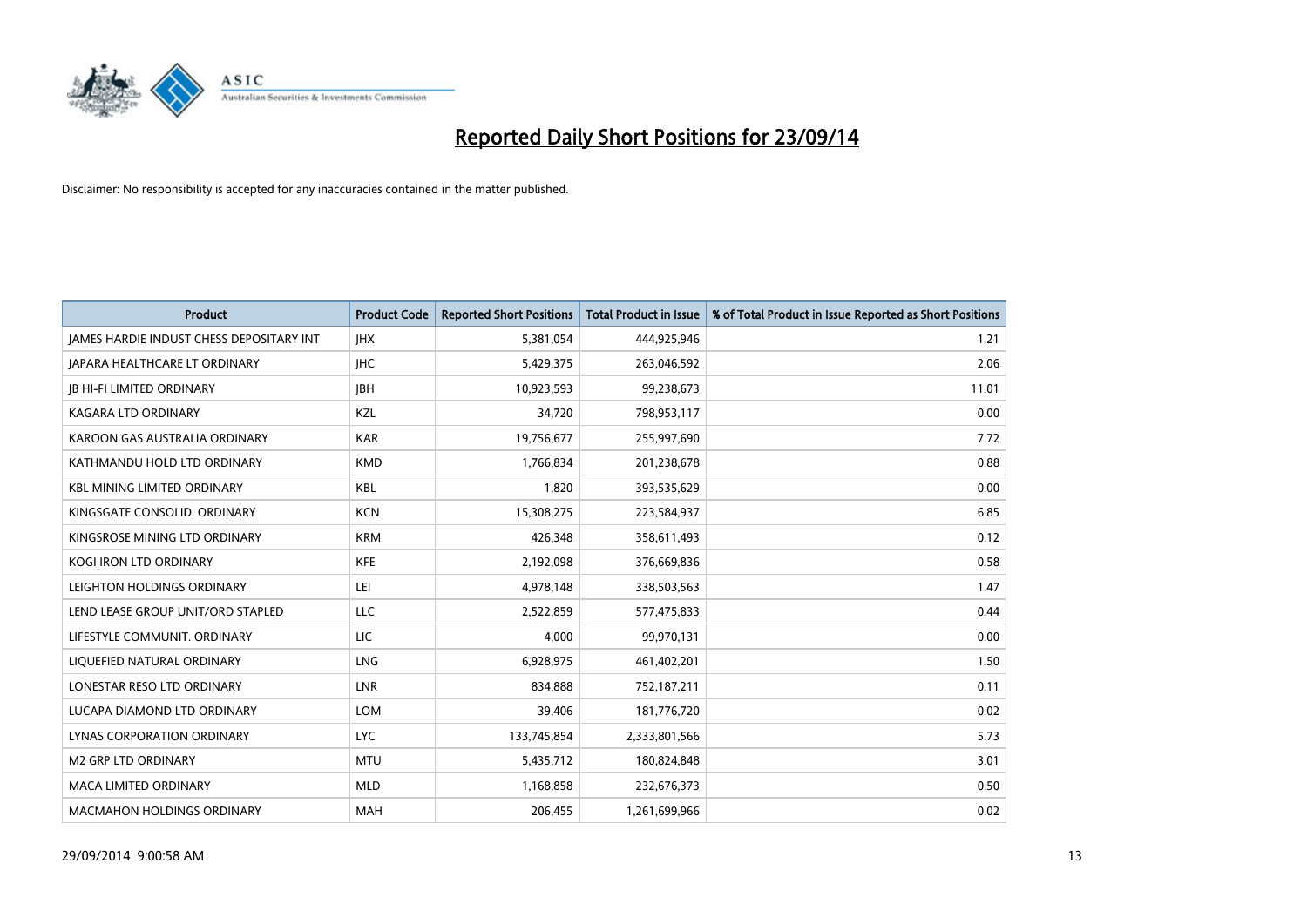# Reported Daily Short Positions for 23/09/14

Disclaimer: No responsibility is accepted for any inaccuracies contained in the matter published.

| Product | Product Code | Reported Short Positions | Total Product in Issue | % of Total Product in Issue Reported as Short Positions |
|---|---|---|---|---|
| JAMES HARDIE INDUST CHESS DEPOSITARY INT | JHX | 5,381,054 | 444,925,946 | 1.21 |
| JAPARA HEALTHCARE LT ORDINARY | JHC | 5,429,375 | 263,046,592 | 2.06 |
| JB HI-FI LIMITED ORDINARY | JBH | 10,923,593 | 99,238,673 | 11.01 |
| KAGARA LTD ORDINARY | KZL | 34,720 | 798,953,117 | 0.00 |
| KAROON GAS AUSTRALIA ORDINARY | KAR | 19,756,677 | 255,997,690 | 7.72 |
| KATHMANDU HOLD LTD ORDINARY | KMD | 1,766,834 | 201,238,678 | 0.88 |
| KBL MINING LIMITED ORDINARY | KBL | 1,820 | 393,535,629 | 0.00 |
| KINGSGATE CONSOLID. ORDINARY | KCN | 15,308,275 | 223,584,937 | 6.85 |
| KINGSROSE MINING LTD ORDINARY | KRM | 426,348 | 358,611,493 | 0.12 |
| KOGI IRON LTD ORDINARY | KFE | 2,192,098 | 376,669,836 | 0.58 |
| LEIGHTON HOLDINGS ORDINARY | LEI | 4,978,148 | 338,503,563 | 1.47 |
| LEND LEASE GROUP UNIT/ORD STAPLED | LLC | 2,522,859 | 577,475,833 | 0.44 |
| LIFESTYLE COMMUNIT. ORDINARY | LIC | 4,000 | 99,970,131 | 0.00 |
| LIQUEFIED NATURAL ORDINARY | LNG | 6,928,975 | 461,402,201 | 1.50 |
| LONESTAR RESO LTD ORDINARY | LNR | 834,888 | 752,187,211 | 0.11 |
| LUCAPA DIAMOND LTD ORDINARY | LOM | 39,406 | 181,776,720 | 0.02 |
| LYNAS CORPORATION ORDINARY | LYC | 133,745,854 | 2,333,801,566 | 5.73 |
| M2 GRP LTD ORDINARY | MTU | 5,435,712 | 180,824,848 | 3.01 |
| MACA LIMITED ORDINARY | MLD | 1,168,858 | 232,676,373 | 0.50 |
| MACMAHON HOLDINGS ORDINARY | MAH | 206,455 | 1,261,699,966 | 0.02 |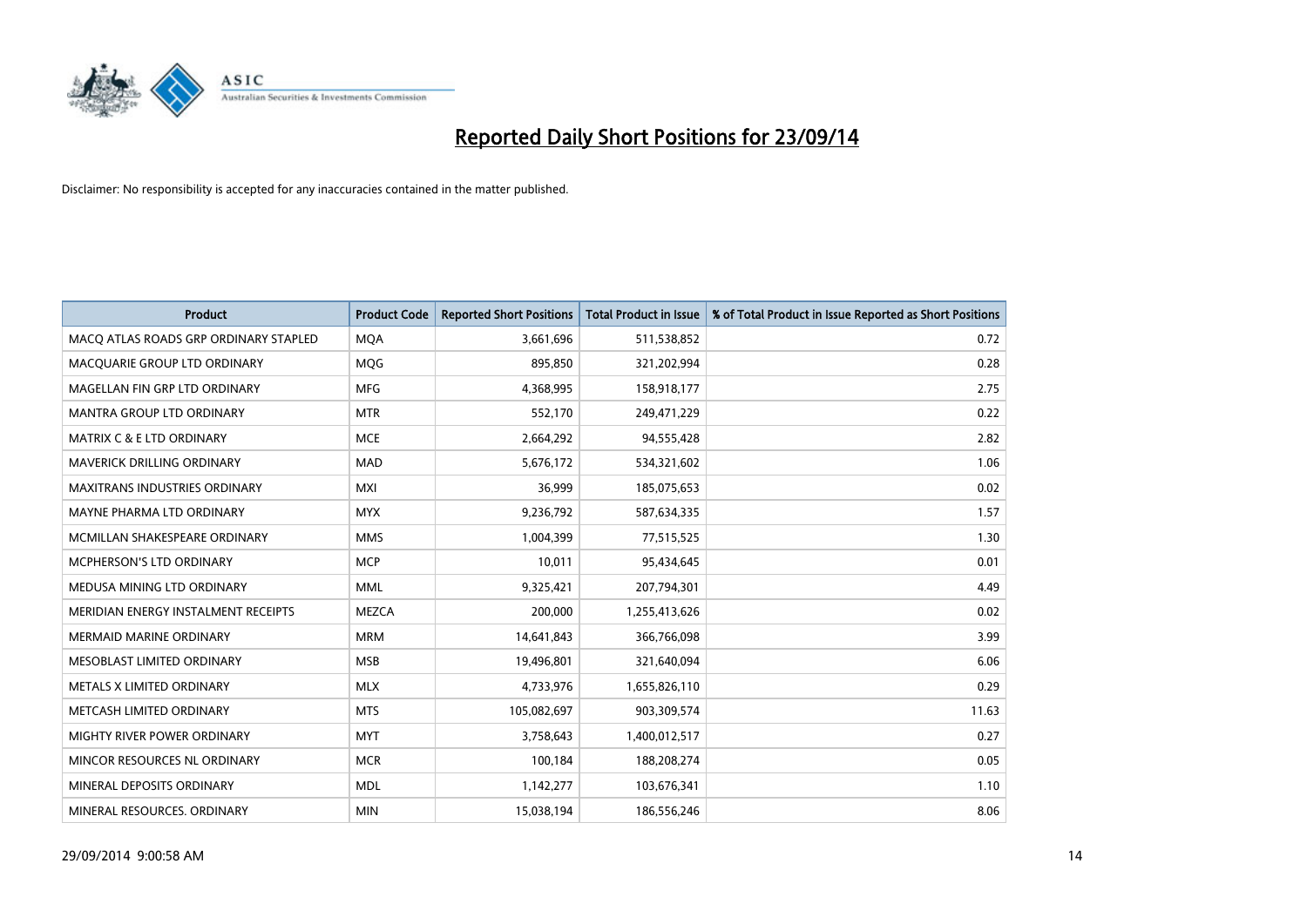# Reported Daily Short Positions for 23/09/14

Disclaimer: No responsibility is accepted for any inaccuracies contained in the matter published.

| Product | Product Code | Reported Short Positions | Total Product in Issue | % of Total Product in Issue Reported as Short Positions |
|---|---|---|---|---|
| MACQ ATLAS ROADS GRP ORDINARY STAPLED | MQA | 3,661,696 | 511,538,852 | 0.72 |
| MACQUARIE GROUP LTD ORDINARY | MQG | 895,850 | 321,202,994 | 0.28 |
| MAGELLAN FIN GRP LTD ORDINARY | MFG | 4,368,995 | 158,918,177 | 2.75 |
| MANTRA GROUP LTD ORDINARY | MTR | 552,170 | 249,471,229 | 0.22 |
| MATRIX C & E LTD ORDINARY | MCE | 2,664,292 | 94,555,428 | 2.82 |
| MAVERICK DRILLING ORDINARY | MAD | 5,676,172 | 534,321,602 | 1.06 |
| MAXITRANS INDUSTRIES ORDINARY | MXI | 36,999 | 185,075,653 | 0.02 |
| MAYNE PHARMA LTD ORDINARY | MYX | 9,236,792 | 587,634,335 | 1.57 |
| MCMILLAN SHAKESPEARE ORDINARY | MMS | 1,004,399 | 77,515,525 | 1.30 |
| MCPHERSON'S LTD ORDINARY | MCP | 10,011 | 95,434,645 | 0.01 |
| MEDUSA MINING LTD ORDINARY | MML | 9,325,421 | 207,794,301 | 4.49 |
| MERIDIAN ENERGY INSTALMENT RECEIPTS | MEZCA | 200,000 | 1,255,413,626 | 0.02 |
| MERMAID MARINE ORDINARY | MRM | 14,641,843 | 366,766,098 | 3.99 |
| MESOBLAST LIMITED ORDINARY | MSB | 19,496,801 | 321,640,094 | 6.06 |
| METALS X LIMITED ORDINARY | MLX | 4,733,976 | 1,655,826,110 | 0.29 |
| METCASH LIMITED ORDINARY | MTS | 105,082,697 | 903,309,574 | 11.63 |
| MIGHTY RIVER POWER ORDINARY | MYT | 3,758,643 | 1,400,012,517 | 0.27 |
| MINCOR RESOURCES NL ORDINARY | MCR | 100,184 | 188,208,274 | 0.05 |
| MINERAL DEPOSITS ORDINARY | MDL | 1,142,277 | 103,676,341 | 1.10 |
| MINERAL RESOURCES. ORDINARY | MIN | 15,038,194 | 186,556,246 | 8.06 |

29/09/2014 9:00:58 AM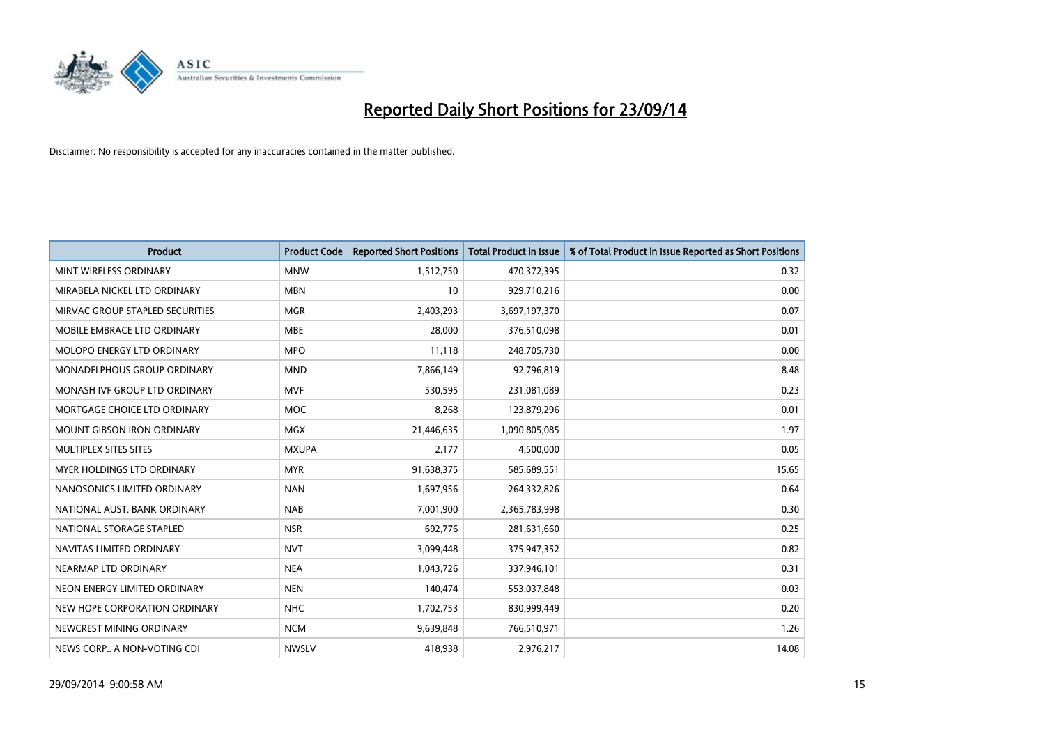# Reported Daily Short Positions for 23/09/14

Disclaimer: No responsibility is accepted for any inaccuracies contained in the matter published.

| Product | Product Code | Reported Short Positions | Total Product in Issue | % of Total Product in Issue Reported as Short Positions |
|---|---|---|---|---|
| MINT WIRELESS ORDINARY | MNW | 1,512,750 | 470,372,395 | 0.32 |
| MIRABELA NICKEL LTD ORDINARY | MBN | 10 | 929,710,216 | 0.00 |
| MIRVAC GROUP STAPLED SECURITIES | MGR | 2,403,293 | 3,697,197,370 | 0.07 |
| MOBILE EMBRACE LTD ORDINARY | MBE | 28,000 | 376,510,098 | 0.01 |
| MOLOPO ENERGY LTD ORDINARY | MPO | 11,118 | 248,705,730 | 0.00 |
| MONADELPHOUS GROUP ORDINARY | MND | 7,866,149 | 92,796,819 | 8.48 |
| MONASH IVF GROUP LTD ORDINARY | MVF | 530,595 | 231,081,089 | 0.23 |
| MORTGAGE CHOICE LTD ORDINARY | MOC | 8,268 | 123,879,296 | 0.01 |
| MOUNT GIBSON IRON ORDINARY | MGX | 21,446,635 | 1,090,805,085 | 1.97 |
| MULTIPLEX SITES SITES | MXUPA | 2,177 | 4,500,000 | 0.05 |
| MYER HOLDINGS LTD ORDINARY | MYR | 91,638,375 | 585,689,551 | 15.65 |
| NANOSONICS LIMITED ORDINARY | NAN | 1,697,956 | 264,332,826 | 0.64 |
| NATIONAL AUST. BANK ORDINARY | NAB | 7,001,900 | 2,365,783,998 | 0.30 |
| NATIONAL STORAGE STAPLED | NSR | 692,776 | 281,631,660 | 0.25 |
| NAVITAS LIMITED ORDINARY | NVT | 3,099,448 | 375,947,352 | 0.82 |
| NEARMAP LTD ORDINARY | NEA | 1,043,726 | 337,946,101 | 0.31 |
| NEON ENERGY LIMITED ORDINARY | NEN | 140,474 | 553,037,848 | 0.03 |
| NEW HOPE CORPORATION ORDINARY | NHC | 1,702,753 | 830,999,449 | 0.20 |
| NEWCREST MINING ORDINARY | NCM | 9,639,848 | 766,510,971 | 1.26 |
| NEWS CORP.. A NON-VOTING CDI | NWSLV | 418,938 | 2,976,217 | 14.08 |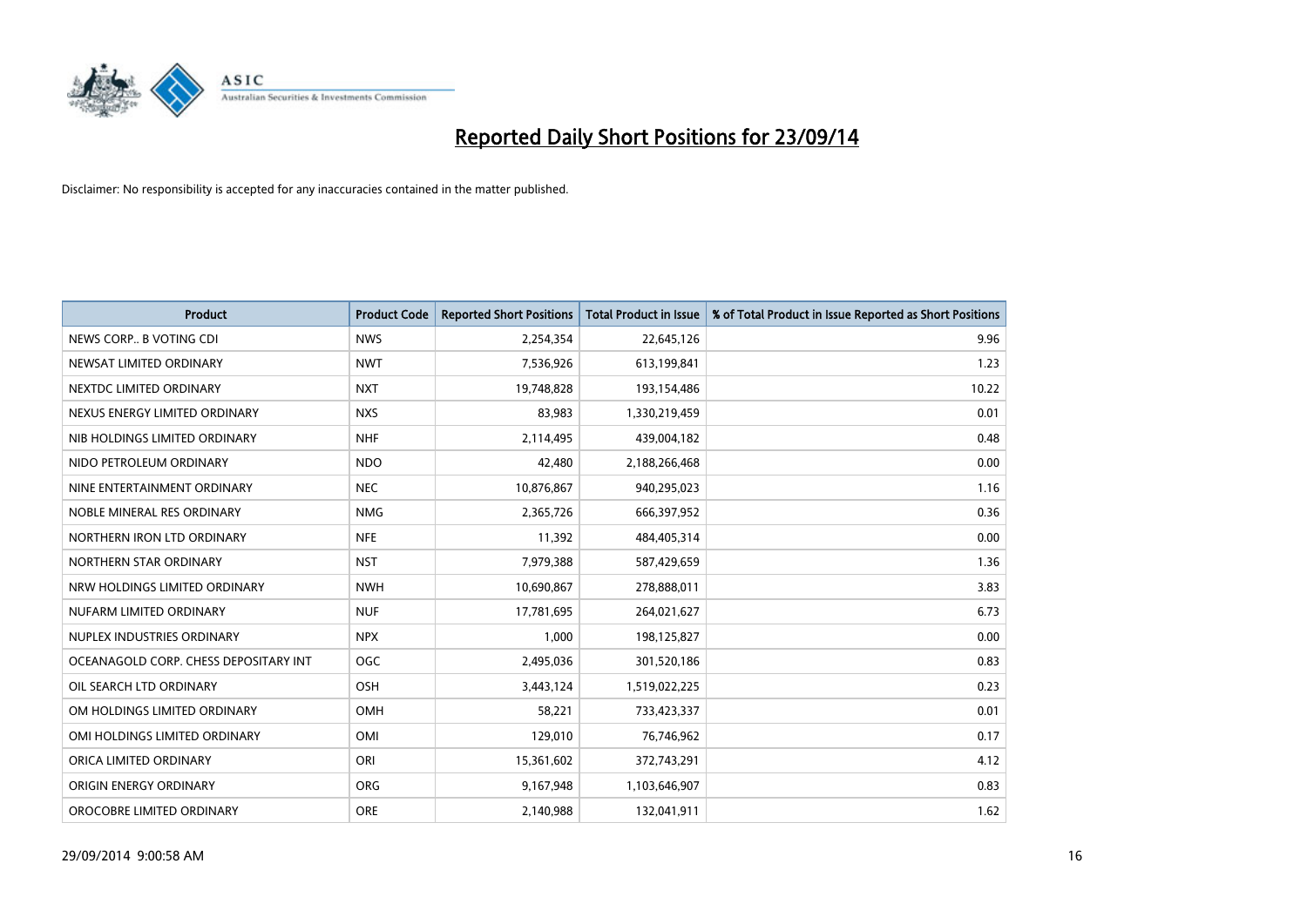# Reported Daily Short Positions for 23/09/14

Disclaimer: No responsibility is accepted for any inaccuracies contained in the matter published.

| Product | Product Code | Reported Short Positions | Total Product in Issue | % of Total Product in Issue Reported as Short Positions |
|---|---|---|---|---|
| NEWS CORP.. B VOTING CDI | NWS | 2,254,354 | 22,645,126 | 9.96 |
| NEWSAT LIMITED ORDINARY | NWT | 7,536,926 | 613,199,841 | 1.23 |
| NEXTDC LIMITED ORDINARY | NXT | 19,748,828 | 193,154,486 | 10.22 |
| NEXUS ENERGY LIMITED ORDINARY | NXS | 83,983 | 1,330,219,459 | 0.01 |
| NIB HOLDINGS LIMITED ORDINARY | NHF | 2,114,495 | 439,004,182 | 0.48 |
| NIDO PETROLEUM ORDINARY | NDO | 42,480 | 2,188,266,468 | 0.00 |
| NINE ENTERTAINMENT ORDINARY | NEC | 10,876,867 | 940,295,023 | 1.16 |
| NOBLE MINERAL RES ORDINARY | NMG | 2,365,726 | 666,397,952 | 0.36 |
| NORTHERN IRON LTD ORDINARY | NFE | 11,392 | 484,405,314 | 0.00 |
| NORTHERN STAR ORDINARY | NST | 7,979,388 | 587,429,659 | 1.36 |
| NRW HOLDINGS LIMITED ORDINARY | NWH | 10,690,867 | 278,888,011 | 3.83 |
| NUFARM LIMITED ORDINARY | NUF | 17,781,695 | 264,021,627 | 6.73 |
| NUPLEX INDUSTRIES ORDINARY | NPX | 1,000 | 198,125,827 | 0.00 |
| OCEANAGOLD CORP. CHESS DEPOSITARY INT | OGC | 2,495,036 | 301,520,186 | 0.83 |
| OIL SEARCH LTD ORDINARY | OSH | 3,443,124 | 1,519,022,225 | 0.23 |
| OM HOLDINGS LIMITED ORDINARY | OMH | 58,221 | 733,423,337 | 0.01 |
| OMI HOLDINGS LIMITED ORDINARY | OMI | 129,010 | 76,746,962 | 0.17 |
| ORICA LIMITED ORDINARY | ORI | 15,361,602 | 372,743,291 | 4.12 |
| ORIGIN ENERGY ORDINARY | ORG | 9,167,948 | 1,103,646,907 | 0.83 |
| OROCOBRE LIMITED ORDINARY | ORE | 2,140,988 | 132,041,911 | 1.62 |

29/09/2014 9:00:58 AM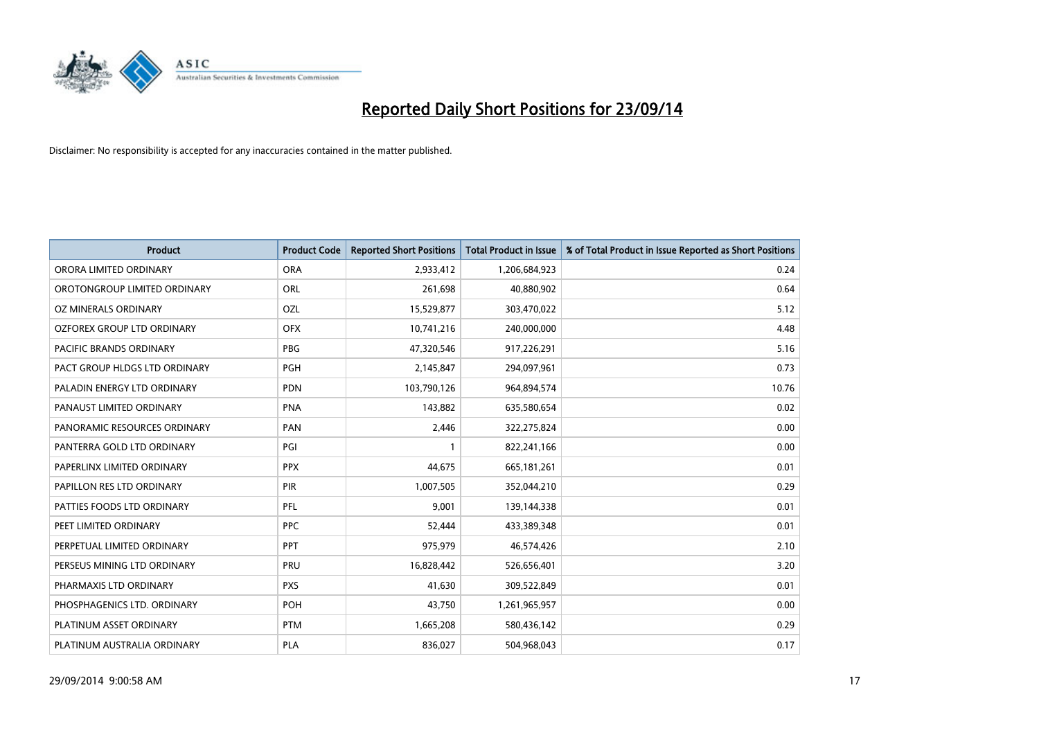# Reported Daily Short Positions for 23/09/14

Disclaimer: No responsibility is accepted for any inaccuracies contained in the matter published.

| Product | Product Code | Reported Short Positions | Total Product in Issue | % of Total Product in Issue Reported as Short Positions |
|---|---|---|---|---|
| ORORA LIMITED ORDINARY | ORA | 2,933,412 | 1,206,684,923 | 0.24 |
| OROTONGROUP LIMITED ORDINARY | ORL | 261,698 | 40,880,902 | 0.64 |
| OZ MINERALS ORDINARY | OZL | 15,529,877 | 303,470,022 | 5.12 |
| OZFOREX GROUP LTD ORDINARY | OFX | 10,741,216 | 240,000,000 | 4.48 |
| PACIFIC BRANDS ORDINARY | PBG | 47,320,546 | 917,226,291 | 5.16 |
| PACT GROUP HLDGS LTD ORDINARY | PGH | 2,145,847 | 294,097,961 | 0.73 |
| PALADIN ENERGY LTD ORDINARY | PDN | 103,790,126 | 964,894,574 | 10.76 |
| PANAUST LIMITED ORDINARY | PNA | 143,882 | 635,580,654 | 0.02 |
| PANORAMIC RESOURCES ORDINARY | PAN | 2,446 | 322,275,824 | 0.00 |
| PANTERRA GOLD LTD ORDINARY | PGI | 1 | 822,241,166 | 0.00 |
| PAPERLINX LIMITED ORDINARY | PPX | 44,675 | 665,181,261 | 0.01 |
| PAPILLON RES LTD ORDINARY | PIR | 1,007,505 | 352,044,210 | 0.29 |
| PATTIES FOODS LTD ORDINARY | PFL | 9,001 | 139,144,338 | 0.01 |
| PEET LIMITED ORDINARY | PPC | 52,444 | 433,389,348 | 0.01 |
| PERPETUAL LIMITED ORDINARY | PPT | 975,979 | 46,574,426 | 2.10 |
| PERSEUS MINING LTD ORDINARY | PRU | 16,828,442 | 526,656,401 | 3.20 |
| PHARMAXIS LTD ORDINARY | PXS | 41,630 | 309,522,849 | 0.01 |
| PHOSPHAGENICS LTD. ORDINARY | POH | 43,750 | 1,261,965,957 | 0.00 |
| PLATINUM ASSET ORDINARY | PTM | 1,665,208 | 580,436,142 | 0.29 |
| PLATINUM AUSTRALIA ORDINARY | PLA | 836,027 | 504,968,043 | 0.17 |

29/09/2014 9:00:58 AM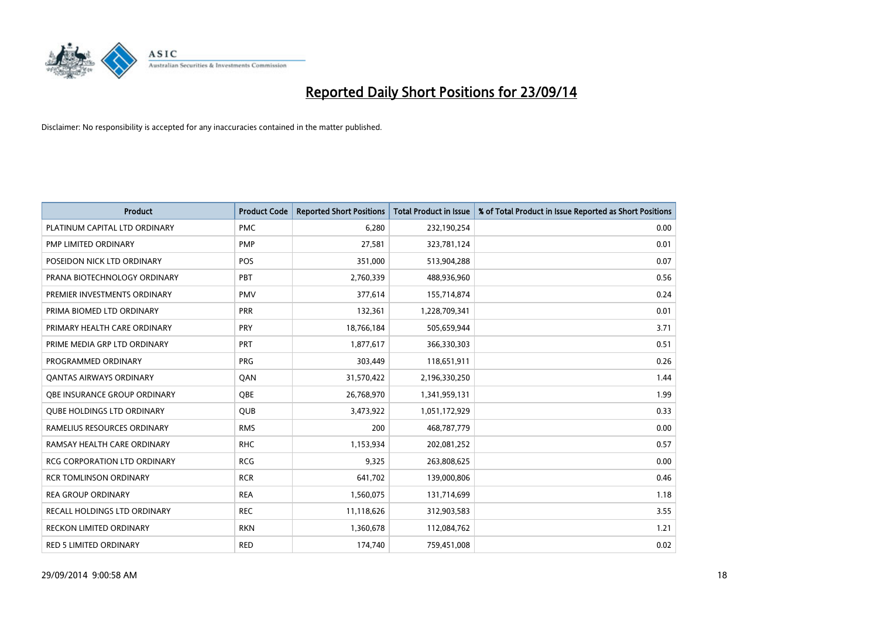# Reported Daily Short Positions for 23/09/14

Disclaimer: No responsibility is accepted for any inaccuracies contained in the matter published.

| Product | Product Code | Reported Short Positions | Total Product in Issue | % of Total Product in Issue Reported as Short Positions |
|---|---|---|---|---|
| PLATINUM CAPITAL LTD ORDINARY | PMC | 6,280 | 232,190,254 | 0.00 |
| PMP LIMITED ORDINARY | PMP | 27,581 | 323,781,124 | 0.01 |
| POSEIDON NICK LTD ORDINARY | POS | 351,000 | 513,904,288 | 0.07 |
| PRANA BIOTECHNOLOGY ORDINARY | PBT | 2,760,339 | 488,936,960 | 0.56 |
| PREMIER INVESTMENTS ORDINARY | PMV | 377,614 | 155,714,874 | 0.24 |
| PRIMA BIOMED LTD ORDINARY | PRR | 132,361 | 1,228,709,341 | 0.01 |
| PRIMARY HEALTH CARE ORDINARY | PRY | 18,766,184 | 505,659,944 | 3.71 |
| PRIME MEDIA GRP LTD ORDINARY | PRT | 1,877,617 | 366,330,303 | 0.51 |
| PROGRAMMED ORDINARY | PRG | 303,449 | 118,651,911 | 0.26 |
| QANTAS AIRWAYS ORDINARY | QAN | 31,570,422 | 2,196,330,250 | 1.44 |
| QBE INSURANCE GROUP ORDINARY | QBE | 26,768,970 | 1,341,959,131 | 1.99 |
| QUBE HOLDINGS LTD ORDINARY | QUB | 3,473,922 | 1,051,172,929 | 0.33 |
| RAMELIUS RESOURCES ORDINARY | RMS | 200 | 468,787,779 | 0.00 |
| RAMSAY HEALTH CARE ORDINARY | RHC | 1,153,934 | 202,081,252 | 0.57 |
| RCG CORPORATION LTD ORDINARY | RCG | 9,325 | 263,808,625 | 0.00 |
| RCR TOMLINSON ORDINARY | RCR | 641,702 | 139,000,806 | 0.46 |
| REA GROUP ORDINARY | REA | 1,560,075 | 131,714,699 | 1.18 |
| RECALL HOLDINGS LTD ORDINARY | REC | 11,118,626 | 312,903,583 | 3.55 |
| RECKON LIMITED ORDINARY | RKN | 1,360,678 | 112,084,762 | 1.21 |
| RED 5 LIMITED ORDINARY | RED | 174,740 | 759,451,008 | 0.02 |

29/09/2014 9:00:58 AM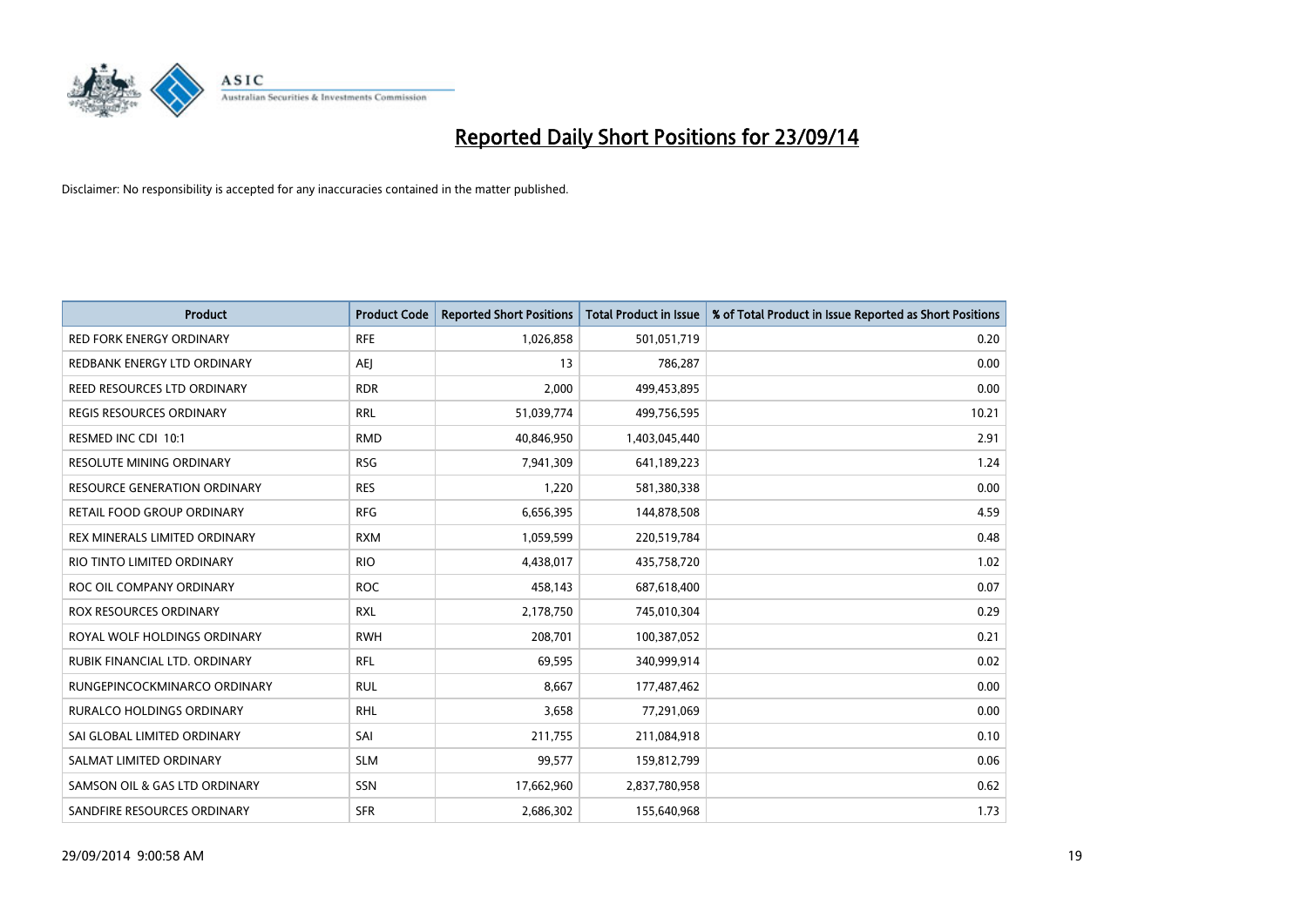# Reported Daily Short Positions for 23/09/14

Disclaimer: No responsibility is accepted for any inaccuracies contained in the matter published.

| Product | Product Code | Reported Short Positions | Total Product in Issue | % of Total Product in Issue Reported as Short Positions |
|---|---|---|---|---|
| RED FORK ENERGY ORDINARY | RFE | 1,026,858 | 501,051,719 | 0.20 |
| REDBANK ENERGY LTD ORDINARY | AEJ | 13 | 786,287 | 0.00 |
| REED RESOURCES LTD ORDINARY | RDR | 2,000 | 499,453,895 | 0.00 |
| REGIS RESOURCES ORDINARY | RRL | 51,039,774 | 499,756,595 | 10.21 |
| RESMED INC CDI 10:1 | RMD | 40,846,950 | 1,403,045,440 | 2.91 |
| RESOLUTE MINING ORDINARY | RSG | 7,941,309 | 641,189,223 | 1.24 |
| RESOURCE GENERATION ORDINARY | RES | 1,220 | 581,380,338 | 0.00 |
| RETAIL FOOD GROUP ORDINARY | RFG | 6,656,395 | 144,878,508 | 4.59 |
| REX MINERALS LIMITED ORDINARY | RXM | 1,059,599 | 220,519,784 | 0.48 |
| RIO TINTO LIMITED ORDINARY | RIO | 4,438,017 | 435,758,720 | 1.02 |
| ROC OIL COMPANY ORDINARY | ROC | 458,143 | 687,618,400 | 0.07 |
| ROX RESOURCES ORDINARY | RXL | 2,178,750 | 745,010,304 | 0.29 |
| ROYAL WOLF HOLDINGS ORDINARY | RWH | 208,701 | 100,387,052 | 0.21 |
| RUBIK FINANCIAL LTD. ORDINARY | RFL | 69,595 | 340,999,914 | 0.02 |
| RUNGEPINCOCKMINARCO ORDINARY | RUL | 8,667 | 177,487,462 | 0.00 |
| RURALCO HOLDINGS ORDINARY | RHL | 3,658 | 77,291,069 | 0.00 |
| SAI GLOBAL LIMITED ORDINARY | SAI | 211,755 | 211,084,918 | 0.10 |
| SALMAT LIMITED ORDINARY | SLM | 99,577 | 159,812,799 | 0.06 |
| SAMSON OIL & GAS LTD ORDINARY | SSN | 17,662,960 | 2,837,780,958 | 0.62 |
| SANDFIRE RESOURCES ORDINARY | SFR | 2,686,302 | 155,640,968 | 1.73 |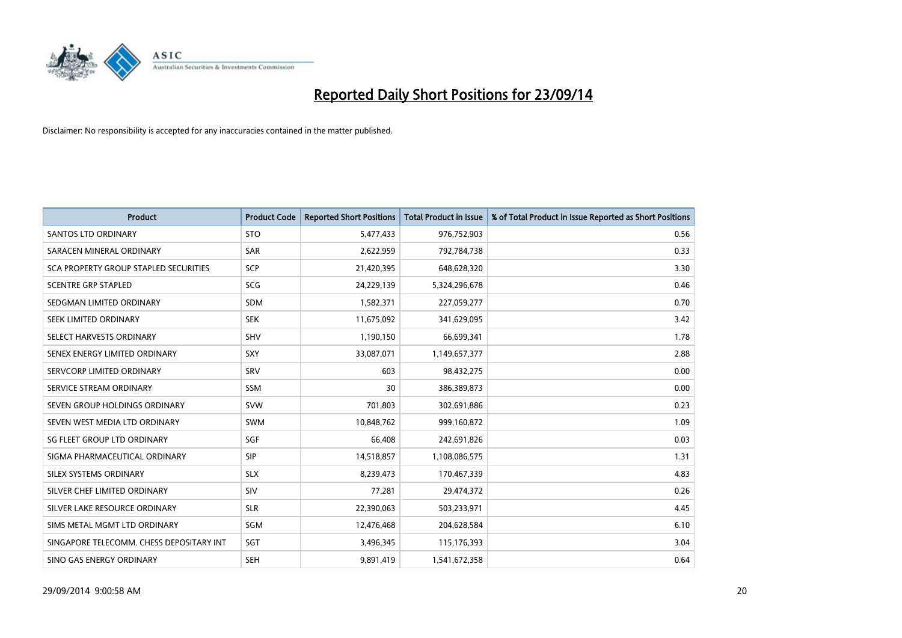# Reported Daily Short Positions for 23/09/14

Disclaimer: No responsibility is accepted for any inaccuracies contained in the matter published.

| Product | Product Code | Reported Short Positions | Total Product in Issue | % of Total Product in Issue Reported as Short Positions |
|---|---|---|---|---|
| SANTOS LTD ORDINARY | STO | 5,477,433 | 976,752,903 | 0.56 |
| SARACEN MINERAL ORDINARY | SAR | 2,622,959 | 792,784,738 | 0.33 |
| SCA PROPERTY GROUP STAPLED SECURITIES | SCP | 21,420,395 | 648,628,320 | 3.30 |
| SCENTRE GRP STAPLED | SCG | 24,229,139 | 5,324,296,678 | 0.46 |
| SEDGMAN LIMITED ORDINARY | SDM | 1,582,371 | 227,059,277 | 0.70 |
| SEEK LIMITED ORDINARY | SEK | 11,675,092 | 341,629,095 | 3.42 |
| SELECT HARVESTS ORDINARY | SHV | 1,190,150 | 66,699,341 | 1.78 |
| SENEX ENERGY LIMITED ORDINARY | SXY | 33,087,071 | 1,149,657,377 | 2.88 |
| SERVCORP LIMITED ORDINARY | SRV | 603 | 98,432,275 | 0.00 |
| SERVICE STREAM ORDINARY | SSM | 30 | 386,389,873 | 0.00 |
| SEVEN GROUP HOLDINGS ORDINARY | SVW | 701,803 | 302,691,886 | 0.23 |
| SEVEN WEST MEDIA LTD ORDINARY | SWM | 10,848,762 | 999,160,872 | 1.09 |
| SG FLEET GROUP LTD ORDINARY | SGF | 66,408 | 242,691,826 | 0.03 |
| SIGMA PHARMACEUTICAL ORDINARY | SIP | 14,518,857 | 1,108,086,575 | 1.31 |
| SILEX SYSTEMS ORDINARY | SLX | 8,239,473 | 170,467,339 | 4.83 |
| SILVER CHEF LIMITED ORDINARY | SIV | 77,281 | 29,474,372 | 0.26 |
| SILVER LAKE RESOURCE ORDINARY | SLR | 22,390,063 | 503,233,971 | 4.45 |
| SIMS METAL MGMT LTD ORDINARY | SGM | 12,476,468 | 204,628,584 | 6.10 |
| SINGAPORE TELECOMM. CHESS DEPOSITARY INT | SGT | 3,496,345 | 115,176,393 | 3.04 |
| SINO GAS ENERGY ORDINARY | SEH | 9,891,419 | 1,541,672,358 | 0.64 |

29/09/2014 9:00:58 AM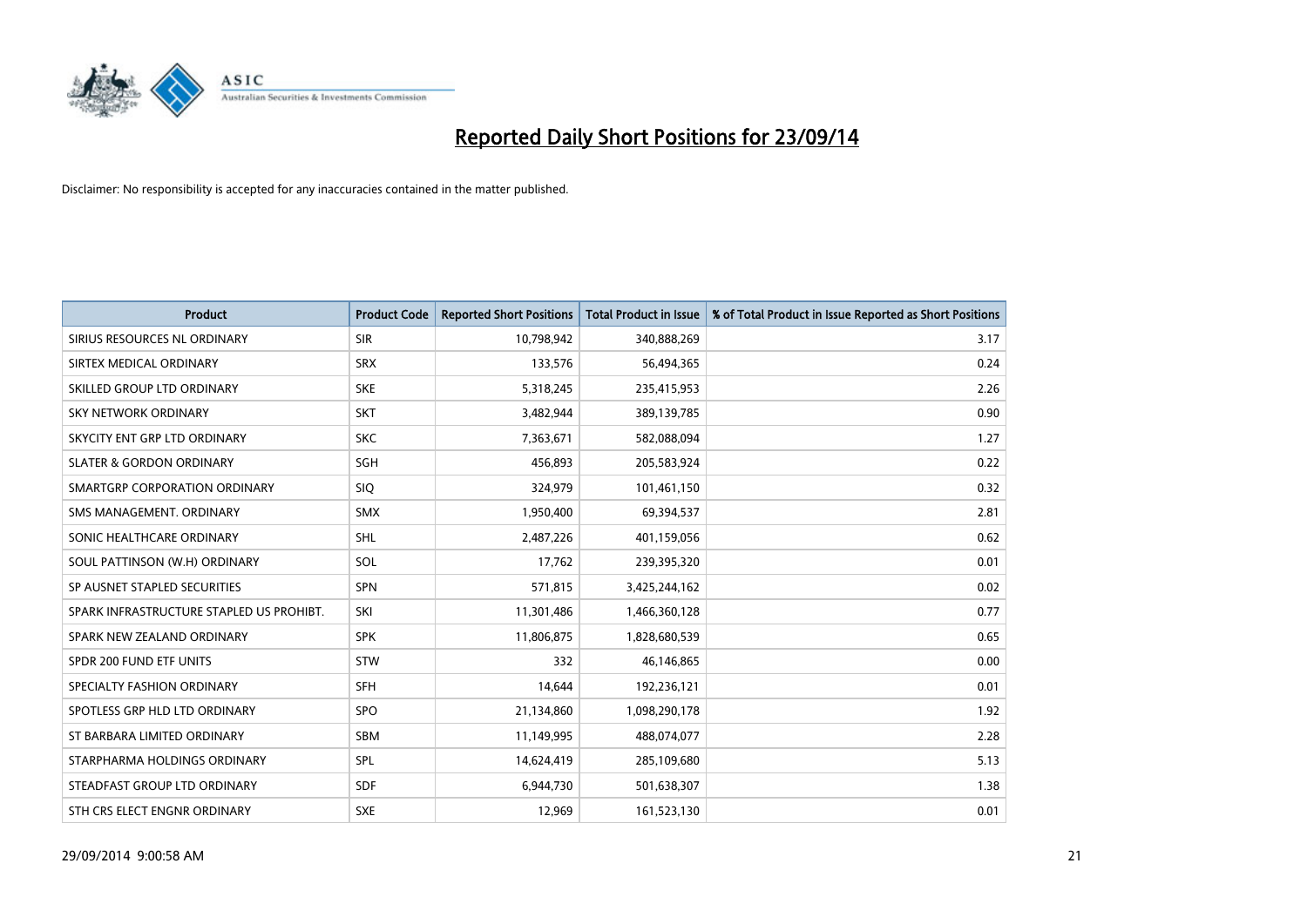# Reported Daily Short Positions for 23/09/14

Disclaimer: No responsibility is accepted for any inaccuracies contained in the matter published.

| Product | Product Code | Reported Short Positions | Total Product in Issue | % of Total Product in Issue Reported as Short Positions |
|---|---|---|---|---|
| SIRIUS RESOURCES NL ORDINARY | SIR | 10,798,942 | 340,888,269 | 3.17 |
| SIRTEX MEDICAL ORDINARY | SRX | 133,576 | 56,494,365 | 0.24 |
| SKILLED GROUP LTD ORDINARY | SKE | 5,318,245 | 235,415,953 | 2.26 |
| SKY NETWORK ORDINARY | SKT | 3,482,944 | 389,139,785 | 0.90 |
| SKYCITY ENT GRP LTD ORDINARY | SKC | 7,363,671 | 582,088,094 | 1.27 |
| SLATER & GORDON ORDINARY | SGH | 456,893 | 205,583,924 | 0.22 |
| SMARTGRP CORPORATION ORDINARY | SIQ | 324,979 | 101,461,150 | 0.32 |
| SMS MANAGEMENT. ORDINARY | SMX | 1,950,400 | 69,394,537 | 2.81 |
| SONIC HEALTHCARE ORDINARY | SHL | 2,487,226 | 401,159,056 | 0.62 |
| SOUL PATTINSON (W.H) ORDINARY | SOL | 17,762 | 239,395,320 | 0.01 |
| SP AUSNET STAPLED SECURITIES | SPN | 571,815 | 3,425,244,162 | 0.02 |
| SPARK INFRASTRUCTURE STAPLED US PROHIBT. | SKI | 11,301,486 | 1,466,360,128 | 0.77 |
| SPARK NEW ZEALAND ORDINARY | SPK | 11,806,875 | 1,828,680,539 | 0.65 |
| SPDR 200 FUND ETF UNITS | STW | 332 | 46,146,865 | 0.00 |
| SPECIALTY FASHION ORDINARY | SFH | 14,644 | 192,236,121 | 0.01 |
| SPOTLESS GRP HLD LTD ORDINARY | SPO | 21,134,860 | 1,098,290,178 | 1.92 |
| ST BARBARA LIMITED ORDINARY | SBM | 11,149,995 | 488,074,077 | 2.28 |
| STARPHARMA HOLDINGS ORDINARY | SPL | 14,624,419 | 285,109,680 | 5.13 |
| STEADFAST GROUP LTD ORDINARY | SDF | 6,944,730 | 501,638,307 | 1.38 |
| STH CRS ELECT ENGNR ORDINARY | SXE | 12,969 | 161,523,130 | 0.01 |

29/09/2014 9:00:58 AM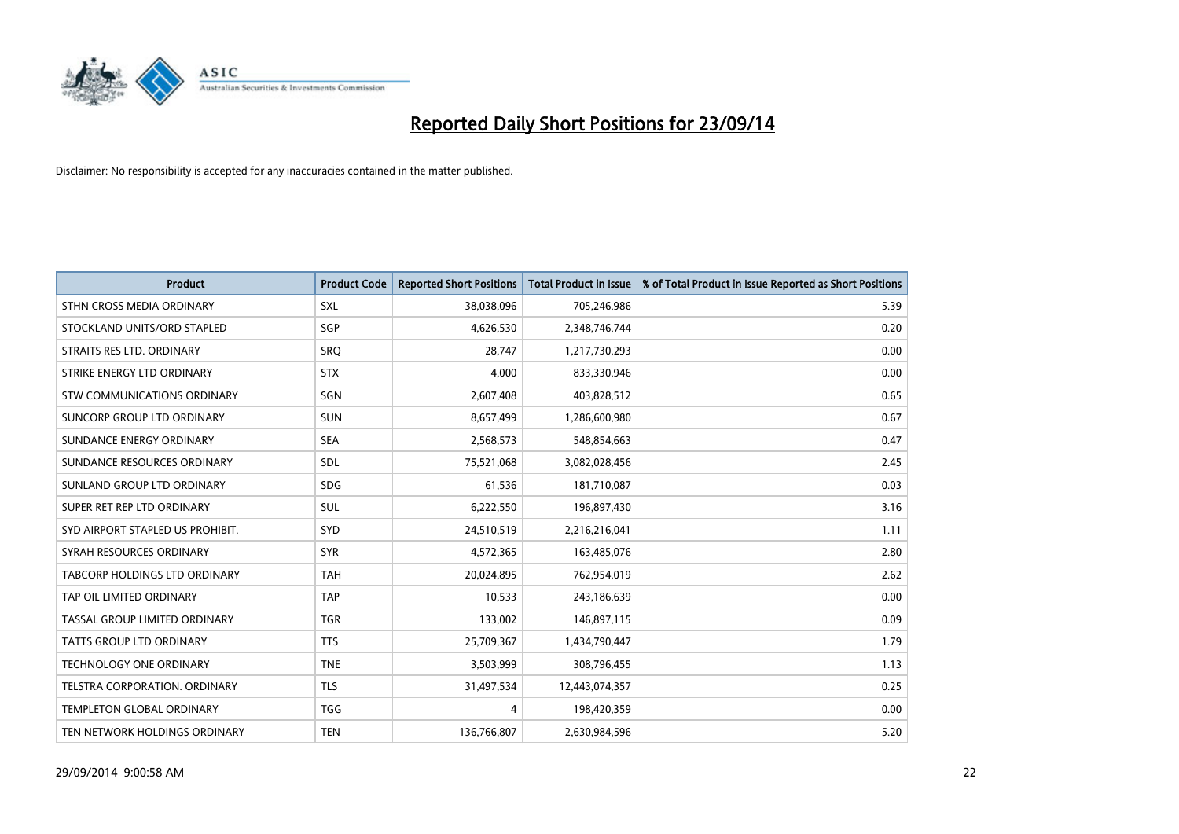# Reported Daily Short Positions for 23/09/14

Disclaimer: No responsibility is accepted for any inaccuracies contained in the matter published.

| Product | Product Code | Reported Short Positions | Total Product in Issue | % of Total Product in Issue Reported as Short Positions |
|---|---|---|---|---|
| STHN CROSS MEDIA ORDINARY | SXL | 38,038,096 | 705,246,986 | 5.39 |
| STOCKLAND UNITS/ORD STAPLED | SGP | 4,626,530 | 2,348,746,744 | 0.20 |
| STRAITS RES LTD. ORDINARY | SRQ | 28,747 | 1,217,730,293 | 0.00 |
| STRIKE ENERGY LTD ORDINARY | STX | 4,000 | 833,330,946 | 0.00 |
| STW COMMUNICATIONS ORDINARY | SGN | 2,607,408 | 403,828,512 | 0.65 |
| SUNCORP GROUP LTD ORDINARY | SUN | 8,657,499 | 1,286,600,980 | 0.67 |
| SUNDANCE ENERGY ORDINARY | SEA | 2,568,573 | 548,854,663 | 0.47 |
| SUNDANCE RESOURCES ORDINARY | SDL | 75,521,068 | 3,082,028,456 | 2.45 |
| SUNLAND GROUP LTD ORDINARY | SDG | 61,536 | 181,710,087 | 0.03 |
| SUPER RET REP LTD ORDINARY | SUL | 6,222,550 | 196,897,430 | 3.16 |
| SYD AIRPORT STAPLED US PROHIBIT. | SYD | 24,510,519 | 2,216,216,041 | 1.11 |
| SYRAH RESOURCES ORDINARY | SYR | 4,572,365 | 163,485,076 | 2.80 |
| TABCORP HOLDINGS LTD ORDINARY | TAH | 20,024,895 | 762,954,019 | 2.62 |
| TAP OIL LIMITED ORDINARY | TAP | 10,533 | 243,186,639 | 0.00 |
| TASSAL GROUP LIMITED ORDINARY | TGR | 133,002 | 146,897,115 | 0.09 |
| TATTS GROUP LTD ORDINARY | TTS | 25,709,367 | 1,434,790,447 | 1.79 |
| TECHNOLOGY ONE ORDINARY | TNE | 3,503,999 | 308,796,455 | 1.13 |
| TELSTRA CORPORATION. ORDINARY | TLS | 31,497,534 | 12,443,074,357 | 0.25 |
| TEMPLETON GLOBAL ORDINARY | TGG | 4 | 198,420,359 | 0.00 |
| TEN NETWORK HOLDINGS ORDINARY | TEN | 136,766,807 | 2,630,984,596 | 5.20 |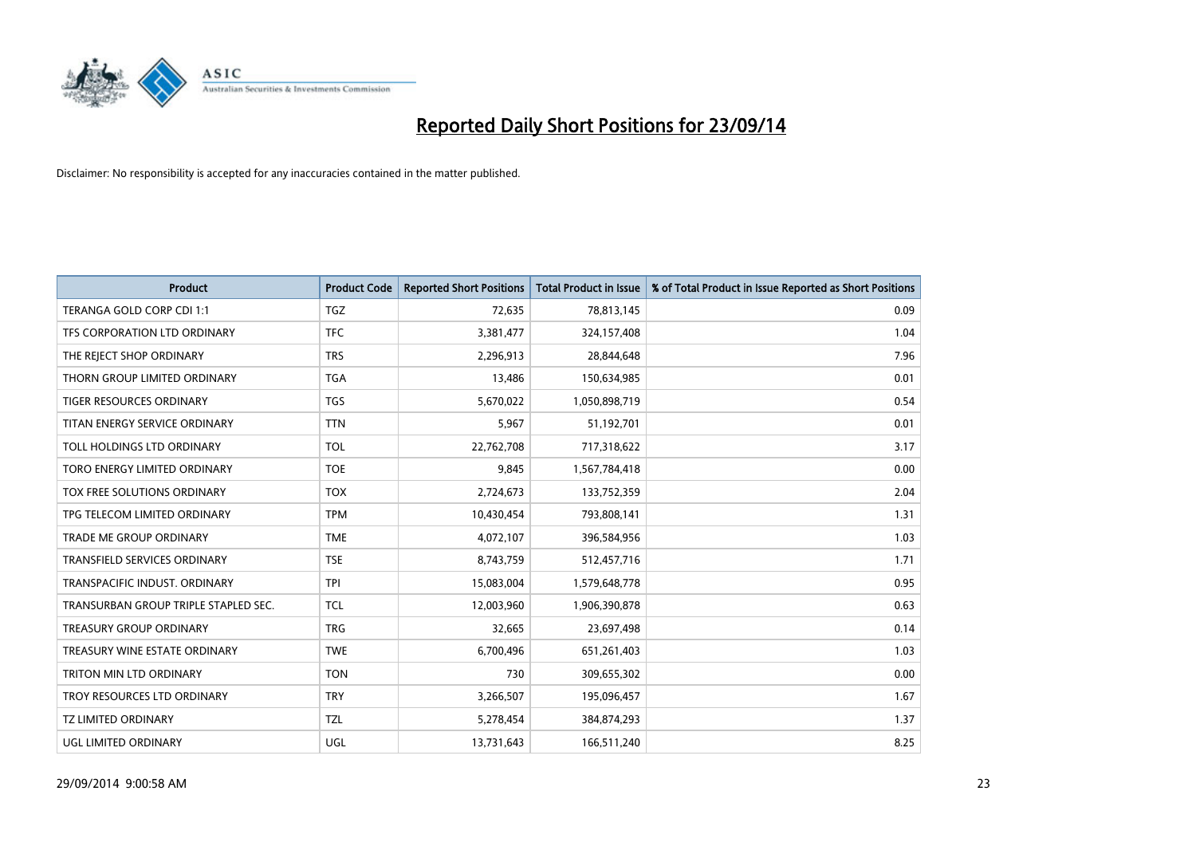# Reported Daily Short Positions for 23/09/14

Disclaimer: No responsibility is accepted for any inaccuracies contained in the matter published.

| Product | Product Code | Reported Short Positions | Total Product in Issue | % of Total Product in Issue Reported as Short Positions |
|---|---|---|---|---|
| TERANGA GOLD CORP CDI 1:1 | TGZ | 72,635 | 78,813,145 | 0.09 |
| TFS CORPORATION LTD ORDINARY | TFC | 3,381,477 | 324,157,408 | 1.04 |
| THE REJECT SHOP ORDINARY | TRS | 2,296,913 | 28,844,648 | 7.96 |
| THORN GROUP LIMITED ORDINARY | TGA | 13,486 | 150,634,985 | 0.01 |
| TIGER RESOURCES ORDINARY | TGS | 5,670,022 | 1,050,898,719 | 0.54 |
| TITAN ENERGY SERVICE ORDINARY | TTN | 5,967 | 51,192,701 | 0.01 |
| TOLL HOLDINGS LTD ORDINARY | TOL | 22,762,708 | 717,318,622 | 3.17 |
| TORO ENERGY LIMITED ORDINARY | TOE | 9,845 | 1,567,784,418 | 0.00 |
| TOX FREE SOLUTIONS ORDINARY | TOX | 2,724,673 | 133,752,359 | 2.04 |
| TPG TELECOM LIMITED ORDINARY | TPM | 10,430,454 | 793,808,141 | 1.31 |
| TRADE ME GROUP ORDINARY | TME | 4,072,107 | 396,584,956 | 1.03 |
| TRANSFIELD SERVICES ORDINARY | TSE | 8,743,759 | 512,457,716 | 1.71 |
| TRANSPACIFIC INDUST. ORDINARY | TPI | 15,083,004 | 1,579,648,778 | 0.95 |
| TRANSURBAN GROUP TRIPLE STAPLED SEC. | TCL | 12,003,960 | 1,906,390,878 | 0.63 |
| TREASURY GROUP ORDINARY | TRG | 32,665 | 23,697,498 | 0.14 |
| TREASURY WINE ESTATE ORDINARY | TWE | 6,700,496 | 651,261,403 | 1.03 |
| TRITON MIN LTD ORDINARY | TON | 730 | 309,655,302 | 0.00 |
| TROY RESOURCES LTD ORDINARY | TRY | 3,266,507 | 195,096,457 | 1.67 |
| TZ LIMITED ORDINARY | TZL | 5,278,454 | 384,874,293 | 1.37 |
| UGL LIMITED ORDINARY | UGL | 13,731,643 | 166,511,240 | 8.25 |

29/09/2014 9:00:58 AM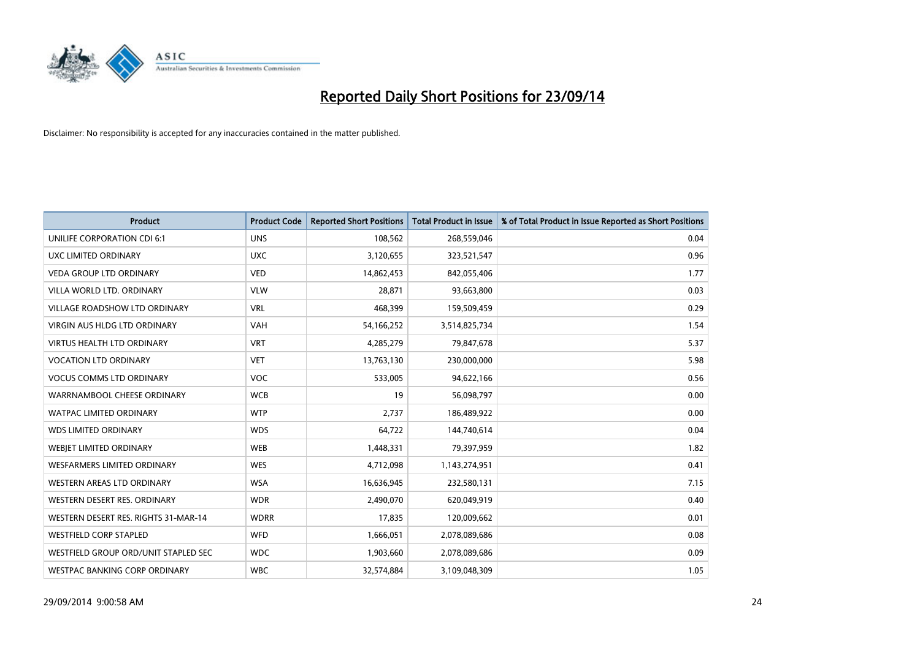# Reported Daily Short Positions for 23/09/14

Disclaimer: No responsibility is accepted for any inaccuracies contained in the matter published.

| Product | Product Code | Reported Short Positions | Total Product in Issue | % of Total Product in Issue Reported as Short Positions |
|---|---|---|---|---|
| UNILIFE CORPORATION CDI 6:1 | UNS | 108,562 | 268,559,046 | 0.04 |
| UXC LIMITED ORDINARY | UXC | 3,120,655 | 323,521,547 | 0.96 |
| VEDA GROUP LTD ORDINARY | VED | 14,862,453 | 842,055,406 | 1.77 |
| VILLA WORLD LTD. ORDINARY | VLW | 28,871 | 93,663,800 | 0.03 |
| VILLAGE ROADSHOW LTD ORDINARY | VRL | 468,399 | 159,509,459 | 0.29 |
| VIRGIN AUS HLDG LTD ORDINARY | VAH | 54,166,252 | 3,514,825,734 | 1.54 |
| VIRTUS HEALTH LTD ORDINARY | VRT | 4,285,279 | 79,847,678 | 5.37 |
| VOCATION LTD ORDINARY | VET | 13,763,130 | 230,000,000 | 5.98 |
| VOCUS COMMS LTD ORDINARY | VOC | 533,005 | 94,622,166 | 0.56 |
| WARRNAMBOOL CHEESE ORDINARY | WCB | 19 | 56,098,797 | 0.00 |
| WATPAC LIMITED ORDINARY | WTP | 2,737 | 186,489,922 | 0.00 |
| WDS LIMITED ORDINARY | WDS | 64,722 | 144,740,614 | 0.04 |
| WEBJET LIMITED ORDINARY | WEB | 1,448,331 | 79,397,959 | 1.82 |
| WESFARMERS LIMITED ORDINARY | WES | 4,712,098 | 1,143,274,951 | 0.41 |
| WESTERN AREAS LTD ORDINARY | WSA | 16,636,945 | 232,580,131 | 7.15 |
| WESTERN DESERT RES. ORDINARY | WDR | 2,490,070 | 620,049,919 | 0.40 |
| WESTERN DESERT RES. RIGHTS 31-MAR-14 | WDRR | 17,835 | 120,009,662 | 0.01 |
| WESTFIELD CORP STAPLED | WFD | 1,666,051 | 2,078,089,686 | 0.08 |
| WESTFIELD GROUP ORD/UNIT STAPLED SEC | WDC | 1,903,660 | 2,078,089,686 | 0.09 |
| WESTPAC BANKING CORP ORDINARY | WBC | 32,574,884 | 3,109,048,309 | 1.05 |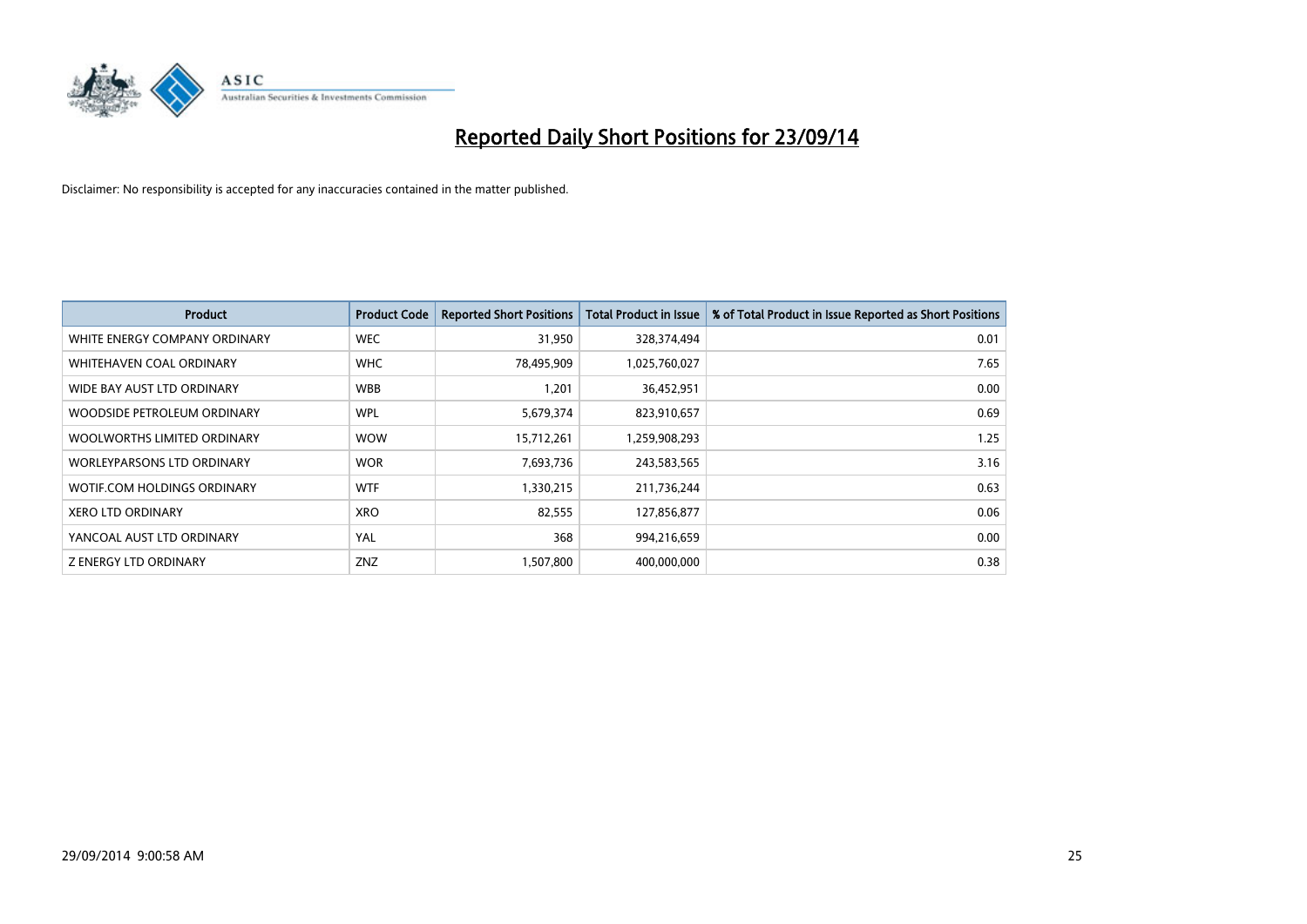# Reported Daily Short Positions for 23/09/14

Disclaimer: No responsibility is accepted for any inaccuracies contained in the matter published.

| Product | Product Code | Reported Short Positions | Total Product in Issue | % of Total Product in Issue Reported as Short Positions |
|---|---|---|---|---|
| WHITE ENERGY COMPANY ORDINARY | WEC | 31,950 | 328,374,494 | 0.01 |
| WHITEHAVEN COAL ORDINARY | WHC | 78,495,909 | 1,025,760,027 | 7.65 |
| WIDE BAY AUST LTD ORDINARY | WBB | 1,201 | 36,452,951 | 0.00 |
| WOODSIDE PETROLEUM ORDINARY | WPL | 5,679,374 | 823,910,657 | 0.69 |
| WOOLWORTHS LIMITED ORDINARY | WOW | 15,712,261 | 1,259,908,293 | 1.25 |
| WORLEYPARSONS LTD ORDINARY | WOR | 7,693,736 | 243,583,565 | 3.16 |
| WOTIF.COM HOLDINGS ORDINARY | WTF | 1,330,215 | 211,736,244 | 0.63 |
| XERO LTD ORDINARY | XRO | 82,555 | 127,856,877 | 0.06 |
| YANCOAL AUST LTD ORDINARY | YAL | 368 | 994,216,659 | 0.00 |
| Z ENERGY LTD ORDINARY | ZNZ | 1,507,800 | 400,000,000 | 0.38 |

29/09/2014 9:00:58 AM